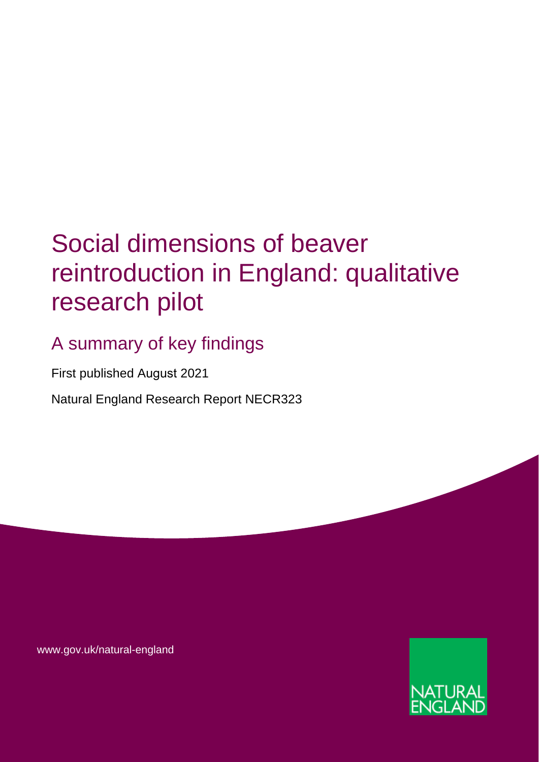# Social dimensions of beaver reintroduction in England: qualitative research pilot

## A summary of key findings

First published August 2021

Natural England Research Report NECR323

www.gov.uk/natural-england

NATURAL ENGLAND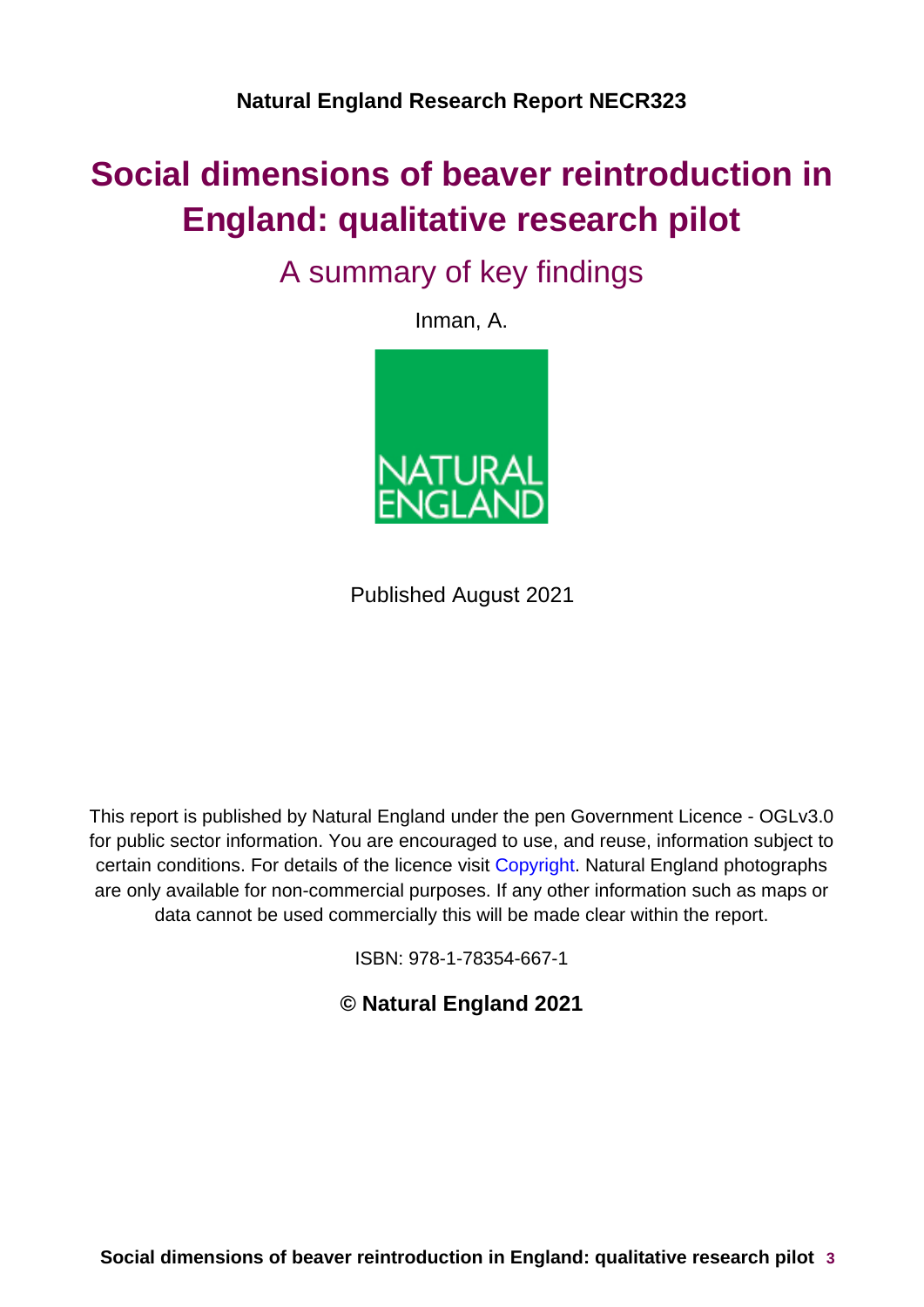**Natural England Research Report NECR323**

# Social dimensions of beaver reintroduction in England: qualitative research pilot

## A summary of key findings

Inman, A.

NATURAL ENGLAND

Published August 2021

This report is published by Natural England under the pen Government Licence - OGLv3.0 for public sector information. You are encouraged to use, and reuse, information subject to certain conditions. For details of the licence visit Copyright. Natural England photographs are only available for non-commercial purposes. If any other information such as maps or data cannot be used commercially this will be made clear within the report.

ISBN: 978-1-78354-667-1

**© Natural England 2021**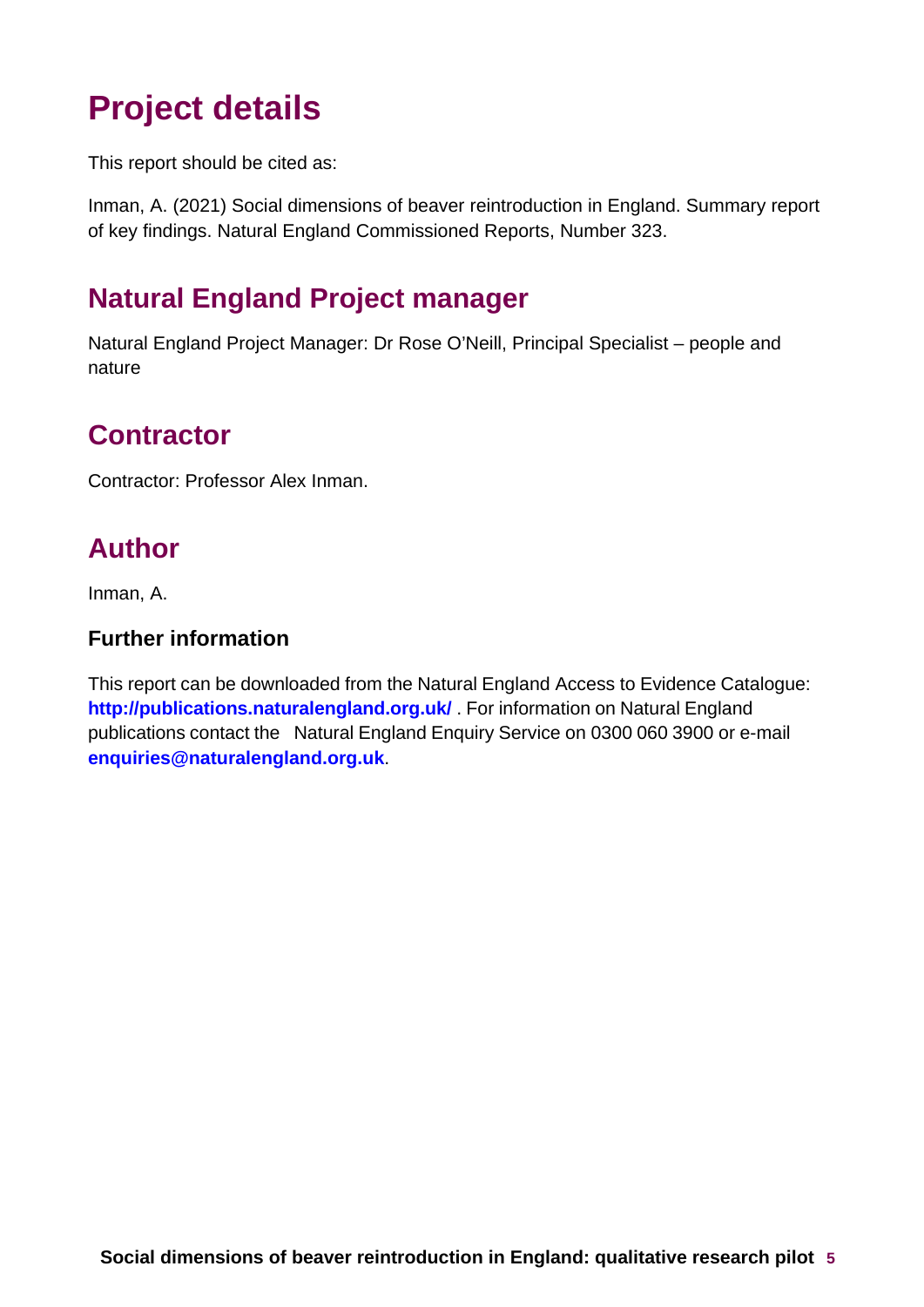# Project details

This report should be cited as:

Inman, A. (2021) Social dimensions of beaver reintroduction in England. Summary report of key findings. Natural England Commissioned Reports, Number 323.

## Natural England Project manager

Natural England Project Manager: Dr Rose O'Neill, Principal Specialist – people and nature

## Contractor

Contractor: Professor Alex Inman.

## Author

Inman, A.

### Further information

This report can be downloaded from the Natural England Access to Evidence Catalogue: **http://publications.naturalengland.org.uk/** . For information on Natural England publications contact the Natural England Enquiry Service on 0300 060 3900 or e-mail **enquiries@naturalengland.org.uk**.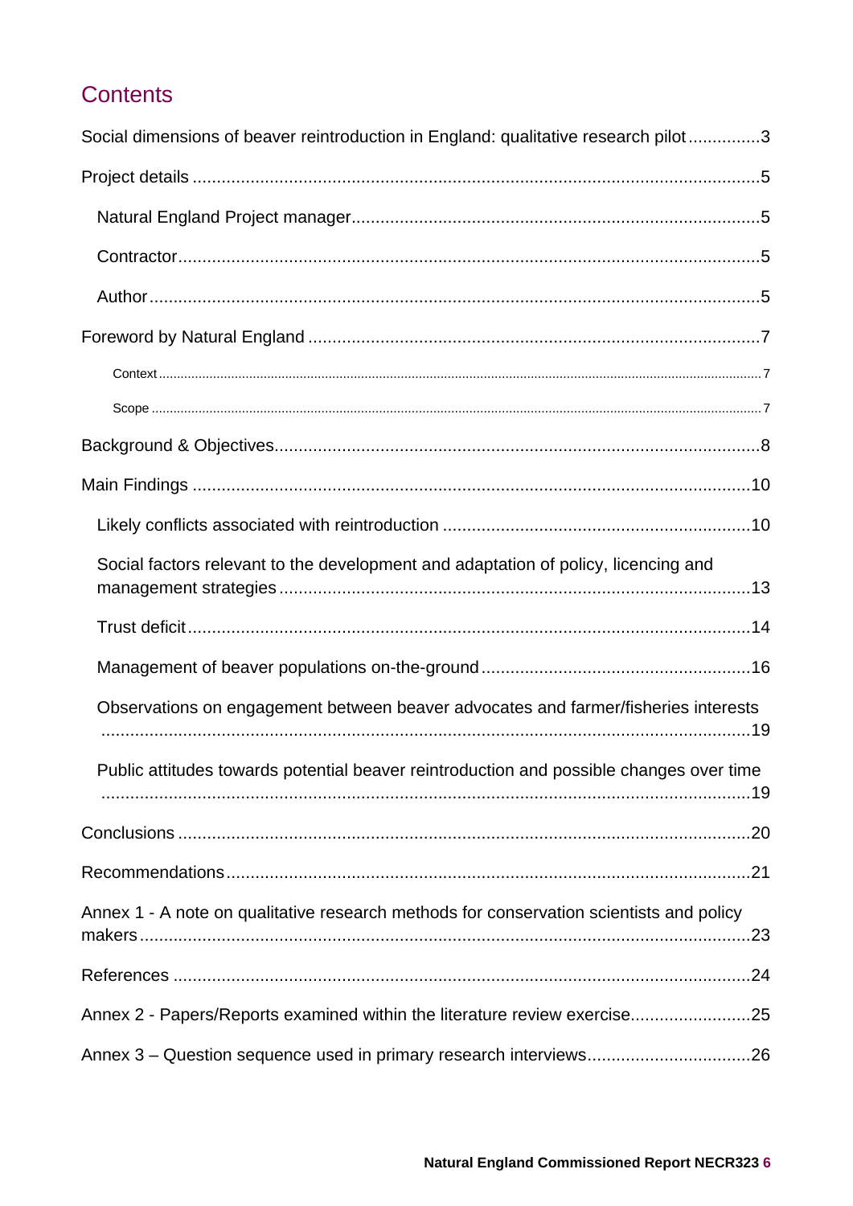## Contents

Social dimensions of beaver reintroduction in England: qualitative research pilot ..............3

Project details ....................................................................................................................5

- Natural England Project manager....................................................................................5
- Contractor........................................................................................................................5
- Author..............................................................................................................................5

Foreword by Natural England .............................................................................................7

- Context .......................................................................................................................7
- Scope .........................................................................................................................7

Background & Objectives....................................................................................................8

Main Findings ...................................................................................................................10

- Likely conflicts associated with reintroduction ...............................................................10
- Social factors relevant to the development and adaptation of policy, licencing and management strategies .................................................................................................13
- Trust deficit....................................................................................................................14
- Management of beaver populations on-the-ground.......................................................16
- Observations on engagement between beaver advocates and farmer/fisheries interests ......................................................................................................................................19
- Public attitudes towards potential beaver reintroduction and possible changes over time ......................................................................................................................................19

Conclusions .....................................................................................................................20

Recommendations...........................................................................................................21

Annex 1 - A note on qualitative research methods for conservation scientists and policy makers.............................................................................................................................23

References ......................................................................................................................24

Annex 2 - Papers/Reports examined within the literature review exercise.........................25

Annex 3 – Question sequence used in primary research interviews.................................26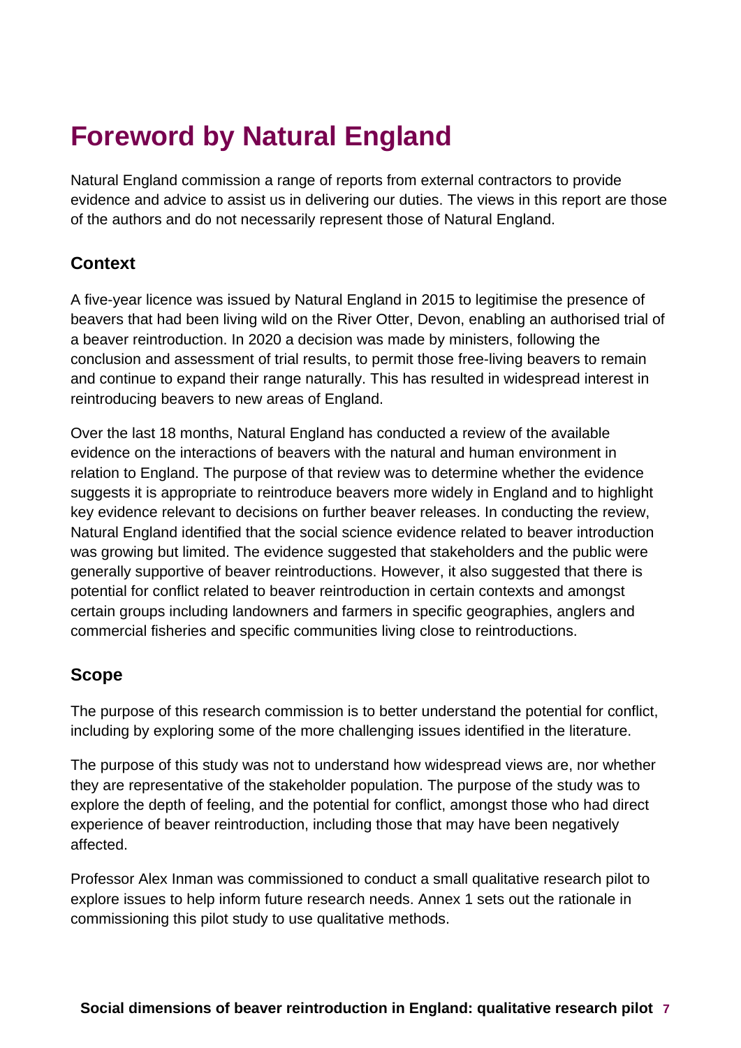# Foreword by Natural England

Natural England commission a range of reports from external contractors to provide evidence and advice to assist us in delivering our duties. The views in this report are those of the authors and do not necessarily represent those of Natural England.

## Context

A five-year licence was issued by Natural England in 2015 to legitimise the presence of beavers that had been living wild on the River Otter, Devon, enabling an authorised trial of a beaver reintroduction. In 2020 a decision was made by ministers, following the conclusion and assessment of trial results, to permit those free-living beavers to remain and continue to expand their range naturally. This has resulted in widespread interest in reintroducing beavers to new areas of England.

Over the last 18 months, Natural England has conducted a review of the available evidence on the interactions of beavers with the natural and human environment in relation to England. The purpose of that review was to determine whether the evidence suggests it is appropriate to reintroduce beavers more widely in England and to highlight key evidence relevant to decisions on further beaver releases. In conducting the review, Natural England identified that the social science evidence related to beaver introduction was growing but limited. The evidence suggested that stakeholders and the public were generally supportive of beaver reintroductions. However, it also suggested that there is potential for conflict related to beaver reintroduction in certain contexts and amongst certain groups including landowners and farmers in specific geographies, anglers and commercial fisheries and specific communities living close to reintroductions.

## Scope

The purpose of this research commission is to better understand the potential for conflict, including by exploring some of the more challenging issues identified in the literature.

The purpose of this study was not to understand how widespread views are, nor whether they are representative of the stakeholder population. The purpose of the study was to explore the depth of feeling, and the potential for conflict, amongst those who had direct experience of beaver reintroduction, including those that may have been negatively affected.

Professor Alex Inman was commissioned to conduct a small qualitative research pilot to explore issues to help inform future research needs. Annex 1 sets out the rationale in commissioning this pilot study to use qualitative methods.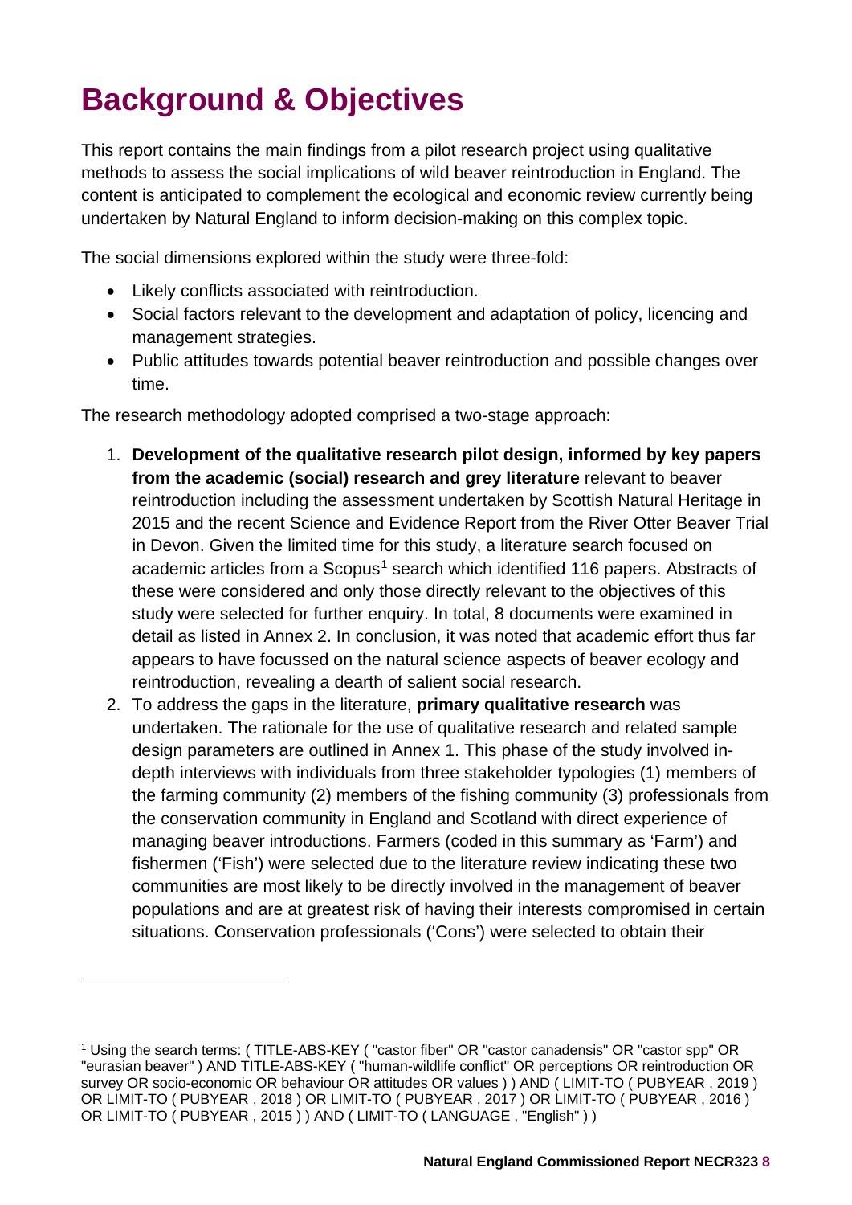# Background & Objectives

This report contains the main findings from a pilot research project using qualitative methods to assess the social implications of wild beaver reintroduction in England. The content is anticipated to complement the ecological and economic review currently being undertaken by Natural England to inform decision-making on this complex topic.

The social dimensions explored within the study were three-fold:

- Likely conflicts associated with reintroduction.
- Social factors relevant to the development and adaptation of policy, licencing and management strategies.
- Public attitudes towards potential beaver reintroduction and possible changes over time.

The research methodology adopted comprised a two-stage approach:

1. **Development of the qualitative research pilot design, informed by key papers from the academic (social) research and grey literature** relevant to beaver reintroduction including the assessment undertaken by Scottish Natural Heritage in 2015 and the recent Science and Evidence Report from the River Otter Beaver Trial in Devon. Given the limited time for this study, a literature search focused on academic articles from a Scopus[1] search which identified 116 papers. Abstracts of these were considered and only those directly relevant to the objectives of this study were selected for further enquiry. In total, 8 documents were examined in detail as listed in Annex 2. In conclusion, it was noted that academic effort thus far appears to have focussed on the natural science aspects of beaver ecology and reintroduction, revealing a dearth of salient social research.
2. To address the gaps in the literature, **primary qualitative research** was undertaken. The rationale for the use of qualitative research and related sample design parameters are outlined in Annex 1. This phase of the study involved in-depth interviews with individuals from three stakeholder typologies (1) members of the farming community (2) members of the fishing community (3) professionals from the conservation community in England and Scotland with direct experience of managing beaver introductions. Farmers (coded in this summary as 'Farm') and fishermen ('Fish') were selected due to the literature review indicating these two communities are most likely to be directly involved in the management of beaver populations and are at greatest risk of having their interests compromised in certain situations. Conservation professionals ('Cons') were selected to obtain their

---

[1] Using the search terms: ( TITLE-ABS-KEY ( "castor fiber" OR "castor canadensis" OR "castor spp" OR "eurasian beaver" ) AND TITLE-ABS-KEY ( "human-wildlife conflict" OR perceptions OR reintroduction OR survey OR socio-economic OR behaviour OR attitudes OR values ) ) AND ( LIMIT-TO ( PUBYEAR , 2019 ) OR LIMIT-TO ( PUBYEAR , 2018 ) OR LIMIT-TO ( PUBYEAR , 2017 ) OR LIMIT-TO ( PUBYEAR , 2016 ) OR LIMIT-TO ( PUBYEAR , 2015 ) ) AND ( LIMIT-TO ( LANGUAGE , "English" ) )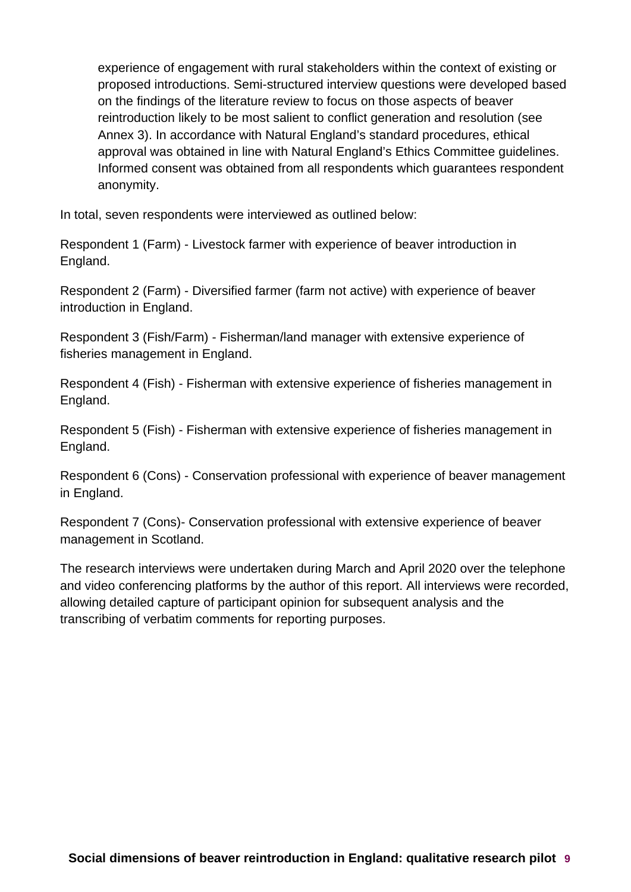experience of engagement with rural stakeholders within the context of existing or proposed introductions. Semi-structured interview questions were developed based on the findings of the literature review to focus on those aspects of beaver reintroduction likely to be most salient to conflict generation and resolution (see Annex 3). In accordance with Natural England's standard procedures, ethical approval was obtained in line with Natural England's Ethics Committee guidelines. Informed consent was obtained from all respondents which guarantees respondent anonymity.

In total, seven respondents were interviewed as outlined below:

Respondent 1 (Farm) - Livestock farmer with experience of beaver introduction in England.

Respondent 2 (Farm) - Diversified farmer (farm not active) with experience of beaver introduction in England.

Respondent 3 (Fish/Farm) - Fisherman/land manager with extensive experience of fisheries management in England.

Respondent 4 (Fish) - Fisherman with extensive experience of fisheries management in England.

Respondent 5 (Fish) - Fisherman with extensive experience of fisheries management in England.

Respondent 6 (Cons) - Conservation professional with experience of beaver management in England.

Respondent 7 (Cons)- Conservation professional with extensive experience of beaver management in Scotland.

The research interviews were undertaken during March and April 2020 over the telephone and video conferencing platforms by the author of this report. All interviews were recorded, allowing detailed capture of participant opinion for subsequent analysis and the transcribing of verbatim comments for reporting purposes.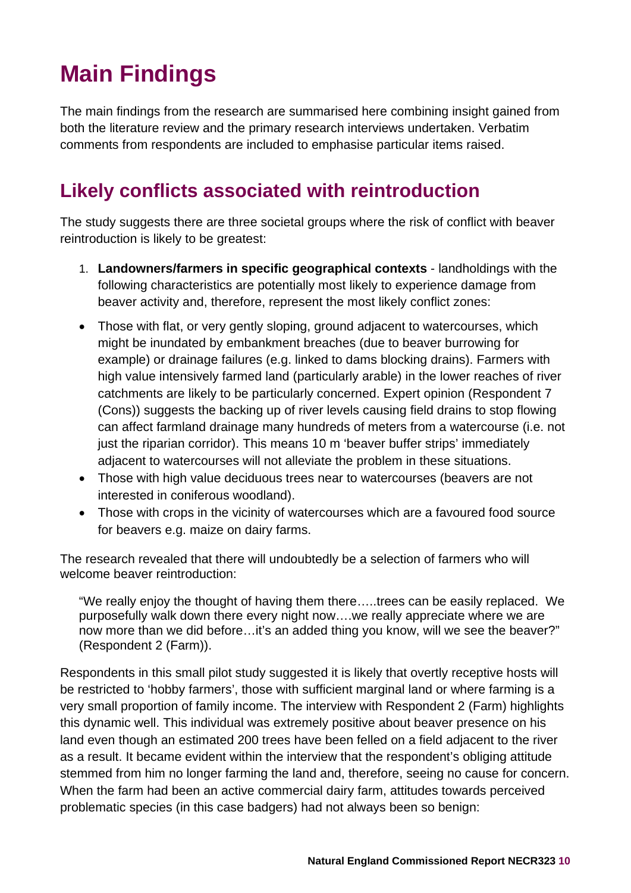# Main Findings

The main findings from the research are summarised here combining insight gained from both the literature review and the primary research interviews undertaken. Verbatim comments from respondents are included to emphasise particular items raised.

## Likely conflicts associated with reintroduction

The study suggests there are three societal groups where the risk of conflict with beaver reintroduction is likely to be greatest:

1. **Landowners/farmers in specific geographical contexts** - landholdings with the following characteristics are potentially most likely to experience damage from beaver activity and, therefore, represent the most likely conflict zones:

- Those with flat, or very gently sloping, ground adjacent to watercourses, which might be inundated by embankment breaches (due to beaver burrowing for example) or drainage failures (e.g. linked to dams blocking drains). Farmers with high value intensively farmed land (particularly arable) in the lower reaches of river catchments are likely to be particularly concerned. Expert opinion (Respondent 7 (Cons)) suggests the backing up of river levels causing field drains to stop flowing can affect farmland drainage many hundreds of meters from a watercourse (i.e. not just the riparian corridor). This means 10 m 'beaver buffer strips' immediately adjacent to watercourses will not alleviate the problem in these situations.
- Those with high value deciduous trees near to watercourses (beavers are not interested in coniferous woodland).
- Those with crops in the vicinity of watercourses which are a favoured food source for beavers e.g. maize on dairy farms.

The research revealed that there will undoubtedly be a selection of farmers who will welcome beaver reintroduction:

> "We really enjoy the thought of having them there…..trees can be easily replaced. We purposefully walk down there every night now….we really appreciate where we are now more than we did before…it's an added thing you know, will we see the beaver?" (Respondent 2 (Farm)).

Respondents in this small pilot study suggested it is likely that overtly receptive hosts will be restricted to 'hobby farmers', those with sufficient marginal land or where farming is a very small proportion of family income. The interview with Respondent 2 (Farm) highlights this dynamic well. This individual was extremely positive about beaver presence on his land even though an estimated 200 trees have been felled on a field adjacent to the river as a result. It became evident within the interview that the respondent's obliging attitude stemmed from him no longer farming the land and, therefore, seeing no cause for concern. When the farm had been an active commercial dairy farm, attitudes towards perceived problematic species (in this case badgers) had not always been so benign: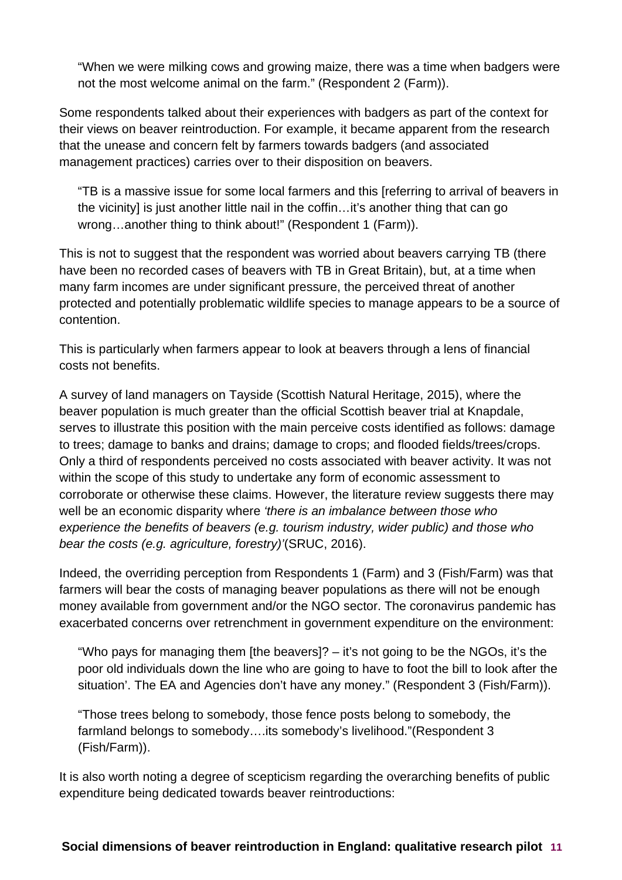> "When we were milking cows and growing maize, there was a time when badgers were not the most welcome animal on the farm." (Respondent 2 (Farm)).

Some respondents talked about their experiences with badgers as part of the context for their views on beaver reintroduction. For example, it became apparent from the research that the unease and concern felt by farmers towards badgers (and associated management practices) carries over to their disposition on beavers.

> "TB is a massive issue for some local farmers and this [referring to arrival of beavers in the vicinity] is just another little nail in the coffin…it's another thing that can go wrong…another thing to think about!" (Respondent 1 (Farm)).

This is not to suggest that the respondent was worried about beavers carrying TB (there have been no recorded cases of beavers with TB in Great Britain), but, at a time when many farm incomes are under significant pressure, the perceived threat of another protected and potentially problematic wildlife species to manage appears to be a source of contention.

This is particularly when farmers appear to look at beavers through a lens of financial costs not benefits.

A survey of land managers on Tayside (Scottish Natural Heritage, 2015), where the beaver population is much greater than the official Scottish beaver trial at Knapdale, serves to illustrate this position with the main perceive costs identified as follows: damage to trees; damage to banks and drains; damage to crops; and flooded fields/trees/crops. Only a third of respondents perceived no costs associated with beaver activity. It was not within the scope of this study to undertake any form of economic assessment to corroborate or otherwise these claims. However, the literature review suggests there may well be an economic disparity where *'there is an imbalance between those who experience the benefits of beavers (e.g. tourism industry, wider public) and those who bear the costs (e.g. agriculture, forestry)'*(SRUC, 2016).

Indeed, the overriding perception from Respondents 1 (Farm) and 3 (Fish/Farm) was that farmers will bear the costs of managing beaver populations as there will not be enough money available from government and/or the NGO sector. The coronavirus pandemic has exacerbated concerns over retrenchment in government expenditure on the environment:

> "Who pays for managing them [the beavers]? – it's not going to be the NGOs, it's the poor old individuals down the line who are going to have to foot the bill to look after the situation'. The EA and Agencies don't have any money." (Respondent 3 (Fish/Farm)).

> "Those trees belong to somebody, those fence posts belong to somebody, the farmland belongs to somebody….its somebody's livelihood."(Respondent 3 (Fish/Farm)).

It is also worth noting a degree of scepticism regarding the overarching benefits of public expenditure being dedicated towards beaver reintroductions: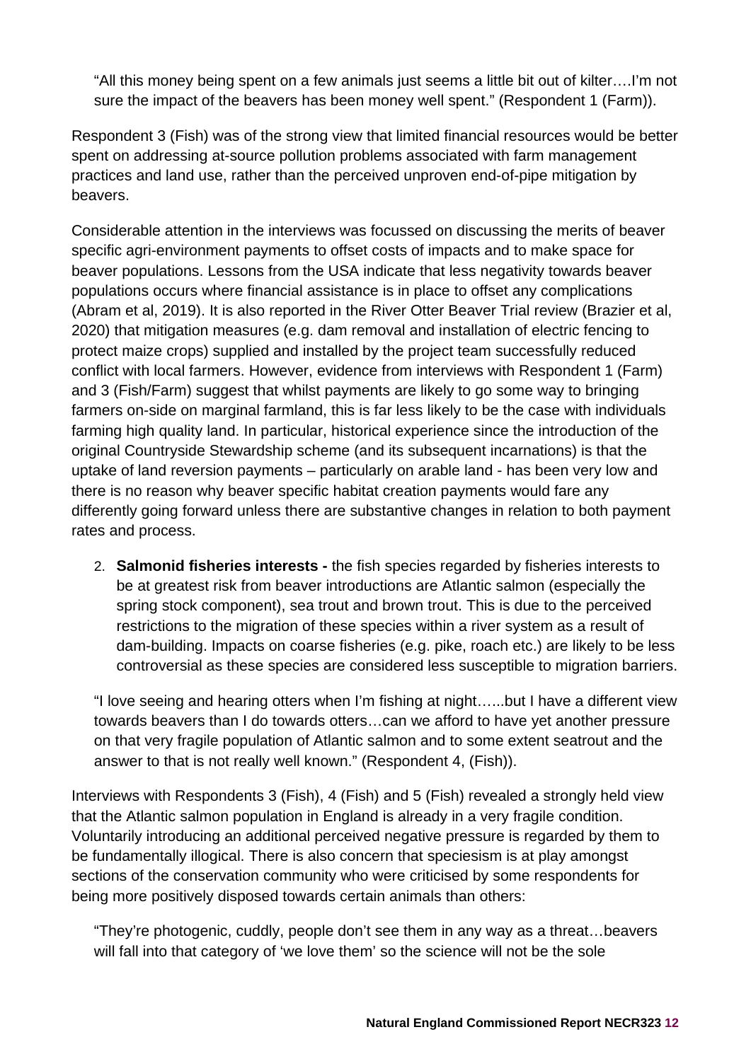"All this money being spent on a few animals just seems a little bit out of kilter….I'm not sure the impact of the beavers has been money well spent." (Respondent 1 (Farm)).

Respondent 3 (Fish) was of the strong view that limited financial resources would be better spent on addressing at-source pollution problems associated with farm management practices and land use, rather than the perceived unproven end-of-pipe mitigation by beavers.

Considerable attention in the interviews was focussed on discussing the merits of beaver specific agri-environment payments to offset costs of impacts and to make space for beaver populations. Lessons from the USA indicate that less negativity towards beaver populations occurs where financial assistance is in place to offset any complications (Abram et al, 2019). It is also reported in the River Otter Beaver Trial review (Brazier et al, 2020) that mitigation measures (e.g. dam removal and installation of electric fencing to protect maize crops) supplied and installed by the project team successfully reduced conflict with local farmers. However, evidence from interviews with Respondent 1 (Farm) and 3 (Fish/Farm) suggest that whilst payments are likely to go some way to bringing farmers on-side on marginal farmland, this is far less likely to be the case with individuals farming high quality land. In particular, historical experience since the introduction of the original Countryside Stewardship scheme (and its subsequent incarnations) is that the uptake of land reversion payments – particularly on arable land - has been very low and there is no reason why beaver specific habitat creation payments would fare any differently going forward unless there are substantive changes in relation to both payment rates and process.

2. **Salmonid fisheries interests -** the fish species regarded by fisheries interests to be at greatest risk from beaver introductions are Atlantic salmon (especially the spring stock component), sea trout and brown trout. This is due to the perceived restrictions to the migration of these species within a river system as a result of dam-building. Impacts on coarse fisheries (e.g. pike, roach etc.) are likely to be less controversial as these species are considered less susceptible to migration barriers.

"I love seeing and hearing otters when I'm fishing at night…...but I have a different view towards beavers than I do towards otters…can we afford to have yet another pressure on that very fragile population of Atlantic salmon and to some extent seatrout and the answer to that is not really well known." (Respondent 4, (Fish)).

Interviews with Respondents 3 (Fish), 4 (Fish) and 5 (Fish) revealed a strongly held view that the Atlantic salmon population in England is already in a very fragile condition. Voluntarily introducing an additional perceived negative pressure is regarded by them to be fundamentally illogical. There is also concern that speciesism is at play amongst sections of the conservation community who were criticised by some respondents for being more positively disposed towards certain animals than others:

"They're photogenic, cuddly, people don't see them in any way as a threat…beavers will fall into that category of 'we love them' so the science will not be the sole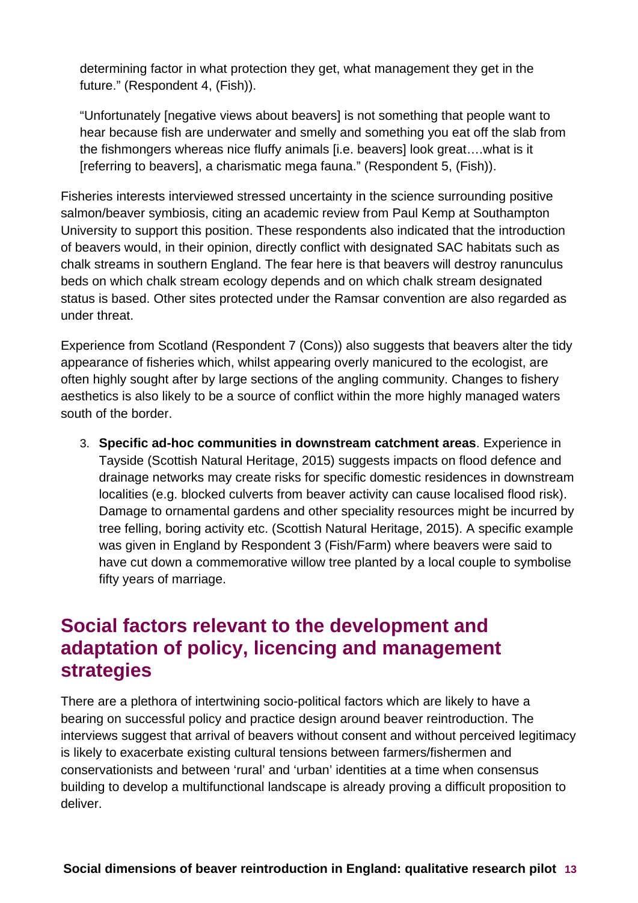determining factor in what protection they get, what management they get in the future." (Respondent 4, (Fish)).

"Unfortunately [negative views about beavers] is not something that people want to hear because fish are underwater and smelly and something you eat off the slab from the fishmongers whereas nice fluffy animals [i.e. beavers] look great….what is it [referring to beavers], a charismatic mega fauna." (Respondent 5, (Fish)).

Fisheries interests interviewed stressed uncertainty in the science surrounding positive salmon/beaver symbiosis, citing an academic review from Paul Kemp at Southampton University to support this position. These respondents also indicated that the introduction of beavers would, in their opinion, directly conflict with designated SAC habitats such as chalk streams in southern England. The fear here is that beavers will destroy ranunculus beds on which chalk stream ecology depends and on which chalk stream designated status is based. Other sites protected under the Ramsar convention are also regarded as under threat.

Experience from Scotland (Respondent 7 (Cons)) also suggests that beavers alter the tidy appearance of fisheries which, whilst appearing overly manicured to the ecologist, are often highly sought after by large sections of the angling community. Changes to fishery aesthetics is also likely to be a source of conflict within the more highly managed waters south of the border.

3. **Specific ad-hoc communities in downstream catchment areas**. Experience in Tayside (Scottish Natural Heritage, 2015) suggests impacts on flood defence and drainage networks may create risks for specific domestic residences in downstream localities (e.g. blocked culverts from beaver activity can cause localised flood risk). Damage to ornamental gardens and other speciality resources might be incurred by tree felling, boring activity etc. (Scottish Natural Heritage, 2015). A specific example was given in England by Respondent 3 (Fish/Farm) where beavers were said to have cut down a commemorative willow tree planted by a local couple to symbolise fifty years of marriage.

## Social factors relevant to the development and adaptation of policy, licencing and management strategies

There are a plethora of intertwining socio-political factors which are likely to have a bearing on successful policy and practice design around beaver reintroduction. The interviews suggest that arrival of beavers without consent and without perceived legitimacy is likely to exacerbate existing cultural tensions between farmers/fishermen and conservationists and between 'rural' and 'urban' identities at a time when consensus building to develop a multifunctional landscape is already proving a difficult proposition to deliver.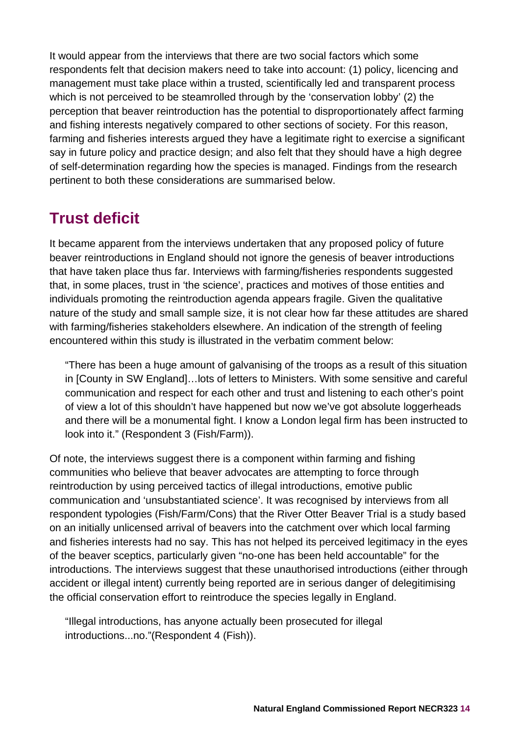It would appear from the interviews that there are two social factors which some respondents felt that decision makers need to take into account: (1) policy, licencing and management must take place within a trusted, scientifically led and transparent process which is not perceived to be steamrolled through by the 'conservation lobby' (2) the perception that beaver reintroduction has the potential to disproportionately affect farming and fishing interests negatively compared to other sections of society. For this reason, farming and fisheries interests argued they have a legitimate right to exercise a significant say in future policy and practice design; and also felt that they should have a high degree of self-determination regarding how the species is managed. Findings from the research pertinent to both these considerations are summarised below.

## Trust deficit

It became apparent from the interviews undertaken that any proposed policy of future beaver reintroductions in England should not ignore the genesis of beaver introductions that have taken place thus far. Interviews with farming/fisheries respondents suggested that, in some places, trust in 'the science', practices and motives of those entities and individuals promoting the reintroduction agenda appears fragile. Given the qualitative nature of the study and small sample size, it is not clear how far these attitudes are shared with farming/fisheries stakeholders elsewhere. An indication of the strength of feeling encountered within this study is illustrated in the verbatim comment below:

> "There has been a huge amount of galvanising of the troops as a result of this situation in [County in SW England]…lots of letters to Ministers. With some sensitive and careful communication and respect for each other and trust and listening to each other's point of view a lot of this shouldn't have happened but now we've got absolute loggerheads and there will be a monumental fight. I know a London legal firm has been instructed to look into it." (Respondent 3 (Fish/Farm)).

Of note, the interviews suggest there is a component within farming and fishing communities who believe that beaver advocates are attempting to force through reintroduction by using perceived tactics of illegal introductions, emotive public communication and 'unsubstantiated science'. It was recognised by interviews from all respondent typologies (Fish/Farm/Cons) that the River Otter Beaver Trial is a study based on an initially unlicensed arrival of beavers into the catchment over which local farming and fisheries interests had no say. This has not helped its perceived legitimacy in the eyes of the beaver sceptics, particularly given "no-one has been held accountable" for the introductions. The interviews suggest that these unauthorised introductions (either through accident or illegal intent) currently being reported are in serious danger of delegitimising the official conservation effort to reintroduce the species legally in England.

> "Illegal introductions, has anyone actually been prosecuted for illegal introductions...no."(Respondent 4 (Fish)).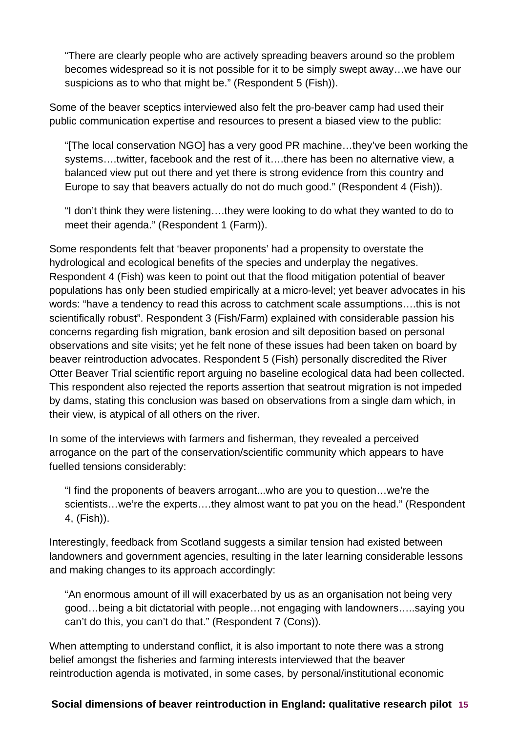> "There are clearly people who are actively spreading beavers around so the problem becomes widespread so it is not possible for it to be simply swept away…we have our suspicions as to who that might be." (Respondent 5 (Fish)).

Some of the beaver sceptics interviewed also felt the pro-beaver camp had used their public communication expertise and resources to present a biased view to the public:

> "[The local conservation NGO] has a very good PR machine…they've been working the systems….twitter, facebook and the rest of it….there has been no alternative view, a balanced view put out there and yet there is strong evidence from this country and Europe to say that beavers actually do not do much good." (Respondent 4 (Fish)).

> "I don't think they were listening….they were looking to do what they wanted to do to meet their agenda." (Respondent 1 (Farm)).

Some respondents felt that 'beaver proponents' had a propensity to overstate the hydrological and ecological benefits of the species and underplay the negatives. Respondent 4 (Fish) was keen to point out that the flood mitigation potential of beaver populations has only been studied empirically at a micro-level; yet beaver advocates in his words: "have a tendency to read this across to catchment scale assumptions….this is not scientifically robust". Respondent 3 (Fish/Farm) explained with considerable passion his concerns regarding fish migration, bank erosion and silt deposition based on personal observations and site visits; yet he felt none of these issues had been taken on board by beaver reintroduction advocates. Respondent 5 (Fish) personally discredited the River Otter Beaver Trial scientific report arguing no baseline ecological data had been collected. This respondent also rejected the reports assertion that seatrout migration is not impeded by dams, stating this conclusion was based on observations from a single dam which, in their view, is atypical of all others on the river.

In some of the interviews with farmers and fisherman, they revealed a perceived arrogance on the part of the conservation/scientific community which appears to have fuelled tensions considerably:

> "I find the proponents of beavers arrogant...who are you to question…we're the scientists…we're the experts….they almost want to pat you on the head." (Respondent 4, (Fish)).

Interestingly, feedback from Scotland suggests a similar tension had existed between landowners and government agencies, resulting in the later learning considerable lessons and making changes to its approach accordingly:

> "An enormous amount of ill will exacerbated by us as an organisation not being very good…being a bit dictatorial with people…not engaging with landowners…..saying you can't do this, you can't do that." (Respondent 7 (Cons)).

When attempting to understand conflict, it is also important to note there was a strong belief amongst the fisheries and farming interests interviewed that the beaver reintroduction agenda is motivated, in some cases, by personal/institutional economic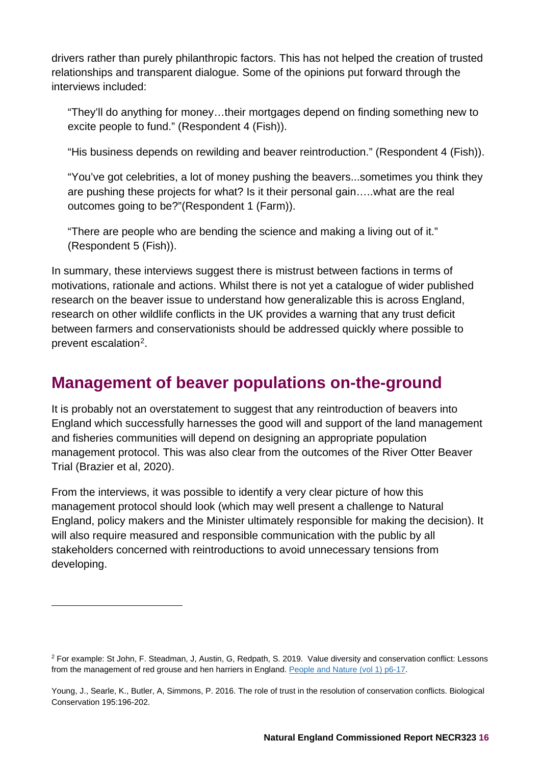drivers rather than purely philanthropic factors. This has not helped the creation of trusted relationships and transparent dialogue. Some of the opinions put forward through the interviews included:

> "They'll do anything for money…their mortgages depend on finding something new to excite people to fund." (Respondent 4 (Fish)).
>
> "His business depends on rewilding and beaver reintroduction." (Respondent 4 (Fish)).
>
> "You've got celebrities, a lot of money pushing the beavers...sometimes you think they are pushing these projects for what? Is it their personal gain…..what are the real outcomes going to be?"(Respondent 1 (Farm)).
>
> "There are people who are bending the science and making a living out of it." (Respondent 5 (Fish)).

In summary, these interviews suggest there is mistrust between factions in terms of motivations, rationale and actions. Whilst there is not yet a catalogue of wider published research on the beaver issue to understand how generalizable this is across England, research on other wildlife conflicts in the UK provides a warning that any trust deficit between farmers and conservationists should be addressed quickly where possible to prevent escalation[2].

## Management of beaver populations on-the-ground

It is probably not an overstatement to suggest that any reintroduction of beavers into England which successfully harnesses the good will and support of the land management and fisheries communities will depend on designing an appropriate population management protocol. This was also clear from the outcomes of the River Otter Beaver Trial (Brazier et al, 2020).

From the interviews, it was possible to identify a very clear picture of how this management protocol should look (which may well present a challenge to Natural England, policy makers and the Minister ultimately responsible for making the decision). It will also require measured and responsible communication with the public by all stakeholders concerned with reintroductions to avoid unnecessary tensions from developing.

---

[2] For example: St John, F. Steadman, J, Austin, G, Redpath, S. 2019. Value diversity and conservation conflict: Lessons from the management of red grouse and hen harriers in England. People and Nature (vol 1) p6-17.

Young, J., Searle, K., Butler, A, Simmons, P. 2016. The role of trust in the resolution of conservation conflicts. Biological Conservation 195:196-202.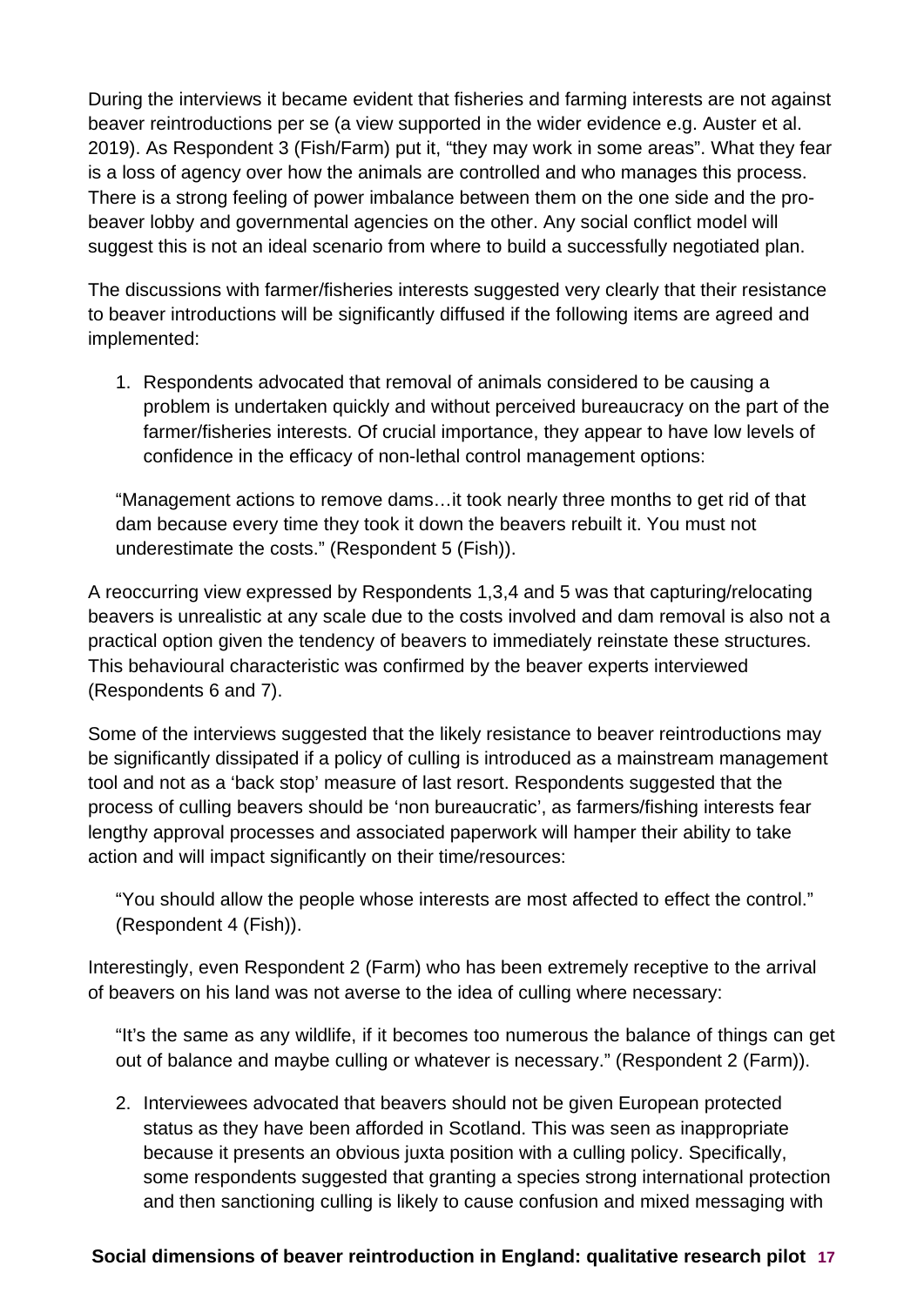During the interviews it became evident that fisheries and farming interests are not against beaver reintroductions per se (a view supported in the wider evidence e.g. Auster et al. 2019). As Respondent 3 (Fish/Farm) put it, "they may work in some areas". What they fear is a loss of agency over how the animals are controlled and who manages this process. There is a strong feeling of power imbalance between them on the one side and the pro-beaver lobby and governmental agencies on the other. Any social conflict model will suggest this is not an ideal scenario from where to build a successfully negotiated plan.

The discussions with farmer/fisheries interests suggested very clearly that their resistance to beaver introductions will be significantly diffused if the following items are agreed and implemented:

1. Respondents advocated that removal of animals considered to be causing a problem is undertaken quickly and without perceived bureaucracy on the part of the farmer/fisheries interests. Of crucial importance, they appear to have low levels of confidence in the efficacy of non-lethal control management options:

   "Management actions to remove dams…it took nearly three months to get rid of that dam because every time they took it down the beavers rebuilt it. You must not underestimate the costs." (Respondent 5 (Fish)).

A reoccurring view expressed by Respondents 1,3,4 and 5 was that capturing/relocating beavers is unrealistic at any scale due to the costs involved and dam removal is also not a practical option given the tendency of beavers to immediately reinstate these structures. This behavioural characteristic was confirmed by the beaver experts interviewed (Respondents 6 and 7).

Some of the interviews suggested that the likely resistance to beaver reintroductions may be significantly dissipated if a policy of culling is introduced as a mainstream management tool and not as a 'back stop' measure of last resort. Respondents suggested that the process of culling beavers should be 'non bureaucratic', as farmers/fishing interests fear lengthy approval processes and associated paperwork will hamper their ability to take action and will impact significantly on their time/resources:

> "You should allow the people whose interests are most affected to effect the control." (Respondent 4 (Fish)).

Interestingly, even Respondent 2 (Farm) who has been extremely receptive to the arrival of beavers on his land was not averse to the idea of culling where necessary:

> "It's the same as any wildlife, if it becomes too numerous the balance of things can get out of balance and maybe culling or whatever is necessary." (Respondent 2 (Farm)).

2. Interviewees advocated that beavers should not be given European protected status as they have been afforded in Scotland. This was seen as inappropriate because it presents an obvious juxta position with a culling policy. Specifically, some respondents suggested that granting a species strong international protection and then sanctioning culling is likely to cause confusion and mixed messaging with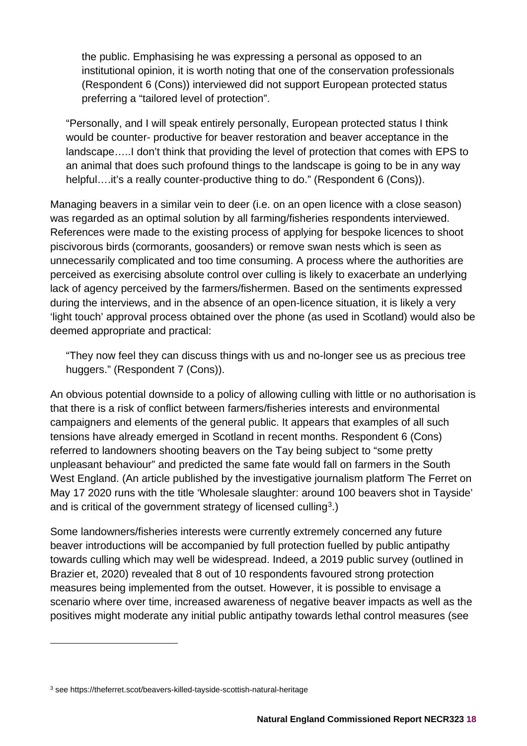the public. Emphasising he was expressing a personal as opposed to an institutional opinion, it is worth noting that one of the conservation professionals (Respondent 6 (Cons)) interviewed did not support European protected status preferring a "tailored level of protection".

> "Personally, and I will speak entirely personally, European protected status I think would be counter- productive for beaver restoration and beaver acceptance in the landscape…..I don't think that providing the level of protection that comes with EPS to an animal that does such profound things to the landscape is going to be in any way helpful….it's a really counter-productive thing to do." (Respondent 6 (Cons)).

Managing beavers in a similar vein to deer (i.e. on an open licence with a close season) was regarded as an optimal solution by all farming/fisheries respondents interviewed. References were made to the existing process of applying for bespoke licences to shoot piscivorous birds (cormorants, goosanders) or remove swan nests which is seen as unnecessarily complicated and too time consuming. A process where the authorities are perceived as exercising absolute control over culling is likely to exacerbate an underlying lack of agency perceived by the farmers/fishermen. Based on the sentiments expressed during the interviews, and in the absence of an open-licence situation, it is likely a very 'light touch' approval process obtained over the phone (as used in Scotland) would also be deemed appropriate and practical:

> "They now feel they can discuss things with us and no-longer see us as precious tree huggers." (Respondent 7 (Cons)).

An obvious potential downside to a policy of allowing culling with little or no authorisation is that there is a risk of conflict between farmers/fisheries interests and environmental campaigners and elements of the general public. It appears that examples of all such tensions have already emerged in Scotland in recent months. Respondent 6 (Cons) referred to landowners shooting beavers on the Tay being subject to "some pretty unpleasant behaviour" and predicted the same fate would fall on farmers in the South West England. (An article published by the investigative journalism platform The Ferret on May 17 2020 runs with the title 'Wholesale slaughter: around 100 beavers shot in Tayside' and is critical of the government strategy of licensed culling[3].)

Some landowners/fisheries interests were currently extremely concerned any future beaver introductions will be accompanied by full protection fuelled by public antipathy towards culling which may well be widespread. Indeed, a 2019 public survey (outlined in Brazier et, 2020) revealed that 8 out of 10 respondents favoured strong protection measures being implemented from the outset. However, it is possible to envisage a scenario where over time, increased awareness of negative beaver impacts as well as the positives might moderate any initial public antipathy towards lethal control measures (see

---

[3] see https://theferret.scot/beavers-killed-tayside-scottish-natural-heritage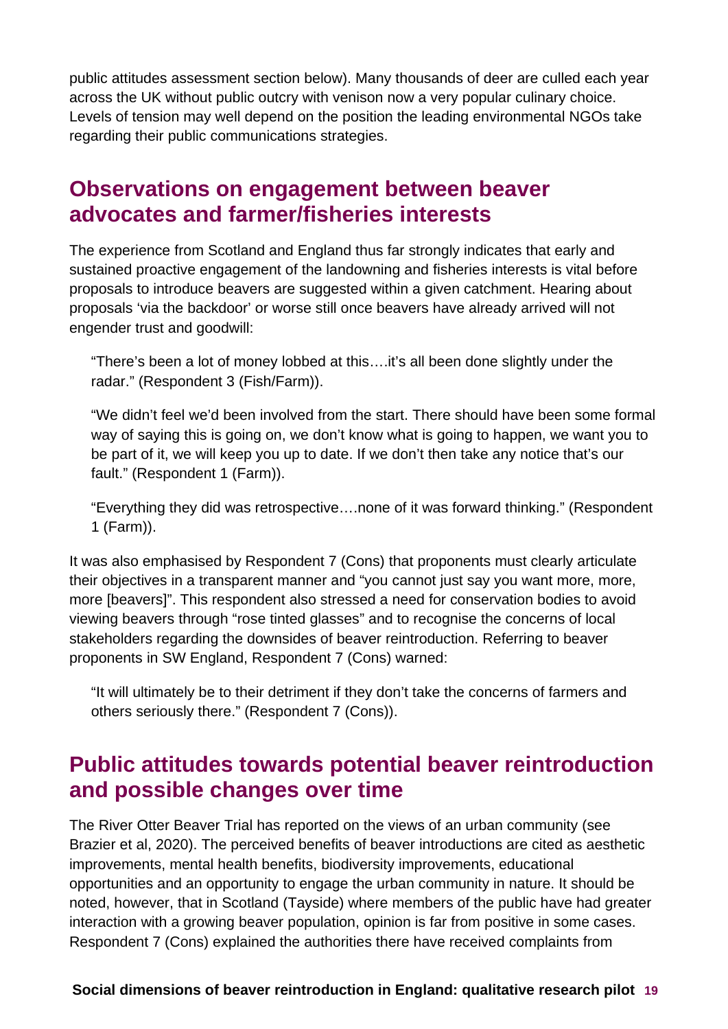public attitudes assessment section below). Many thousands of deer are culled each year across the UK without public outcry with venison now a very popular culinary choice. Levels of tension may well depend on the position the leading environmental NGOs take regarding their public communications strategies.

## Observations on engagement between beaver advocates and farmer/fisheries interests

The experience from Scotland and England thus far strongly indicates that early and sustained proactive engagement of the landowning and fisheries interests is vital before proposals to introduce beavers are suggested within a given catchment. Hearing about proposals 'via the backdoor' or worse still once beavers have already arrived will not engender trust and goodwill:

> "There's been a lot of money lobbed at this….it's all been done slightly under the radar." (Respondent 3 (Fish/Farm)).

> "We didn't feel we'd been involved from the start. There should have been some formal way of saying this is going on, we don't know what is going to happen, we want you to be part of it, we will keep you up to date. If we don't then take any notice that's our fault." (Respondent 1 (Farm)).

> "Everything they did was retrospective….none of it was forward thinking." (Respondent 1 (Farm)).

It was also emphasised by Respondent 7 (Cons) that proponents must clearly articulate their objectives in a transparent manner and "you cannot just say you want more, more, more [beavers]". This respondent also stressed a need for conservation bodies to avoid viewing beavers through "rose tinted glasses" and to recognise the concerns of local stakeholders regarding the downsides of beaver reintroduction. Referring to beaver proponents in SW England, Respondent 7 (Cons) warned:

> "It will ultimately be to their detriment if they don't take the concerns of farmers and others seriously there." (Respondent 7 (Cons)).

## Public attitudes towards potential beaver reintroduction and possible changes over time

The River Otter Beaver Trial has reported on the views of an urban community (see Brazier et al, 2020). The perceived benefits of beaver introductions are cited as aesthetic improvements, mental health benefits, biodiversity improvements, educational opportunities and an opportunity to engage the urban community in nature. It should be noted, however, that in Scotland (Tayside) where members of the public have had greater interaction with a growing beaver population, opinion is far from positive in some cases. Respondent 7 (Cons) explained the authorities there have received complaints from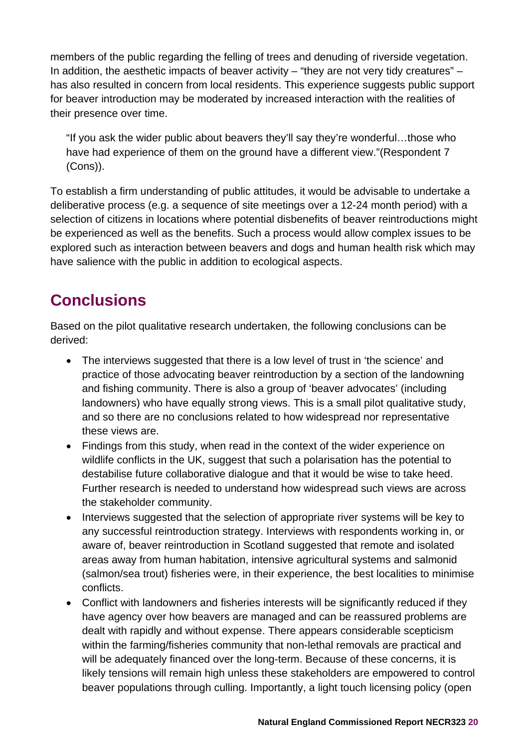members of the public regarding the felling of trees and denuding of riverside vegetation. In addition, the aesthetic impacts of beaver activity – "they are not very tidy creatures" – has also resulted in concern from local residents. This experience suggests public support for beaver introduction may be moderated by increased interaction with the realities of their presence over time.

> "If you ask the wider public about beavers they'll say they're wonderful…those who have had experience of them on the ground have a different view."(Respondent 7 (Cons)).

To establish a firm understanding of public attitudes, it would be advisable to undertake a deliberative process (e.g. a sequence of site meetings over a 12-24 month period) with a selection of citizens in locations where potential disbenefits of beaver reintroductions might be experienced as well as the benefits. Such a process would allow complex issues to be explored such as interaction between beavers and dogs and human health risk which may have salience with the public in addition to ecological aspects.

## Conclusions

Based on the pilot qualitative research undertaken, the following conclusions can be derived:

- The interviews suggested that there is a low level of trust in 'the science' and practice of those advocating beaver reintroduction by a section of the landowning and fishing community. There is also a group of 'beaver advocates' (including landowners) who have equally strong views. This is a small pilot qualitative study, and so there are no conclusions related to how widespread nor representative these views are.
- Findings from this study, when read in the context of the wider experience on wildlife conflicts in the UK, suggest that such a polarisation has the potential to destabilise future collaborative dialogue and that it would be wise to take heed. Further research is needed to understand how widespread such views are across the stakeholder community.
- Interviews suggested that the selection of appropriate river systems will be key to any successful reintroduction strategy. Interviews with respondents working in, or aware of, beaver reintroduction in Scotland suggested that remote and isolated areas away from human habitation, intensive agricultural systems and salmonid (salmon/sea trout) fisheries were, in their experience, the best localities to minimise conflicts.
- Conflict with landowners and fisheries interests will be significantly reduced if they have agency over how beavers are managed and can be reassured problems are dealt with rapidly and without expense. There appears considerable scepticism within the farming/fisheries community that non-lethal removals are practical and will be adequately financed over the long-term. Because of these concerns, it is likely tensions will remain high unless these stakeholders are empowered to control beaver populations through culling. Importantly, a light touch licensing policy (open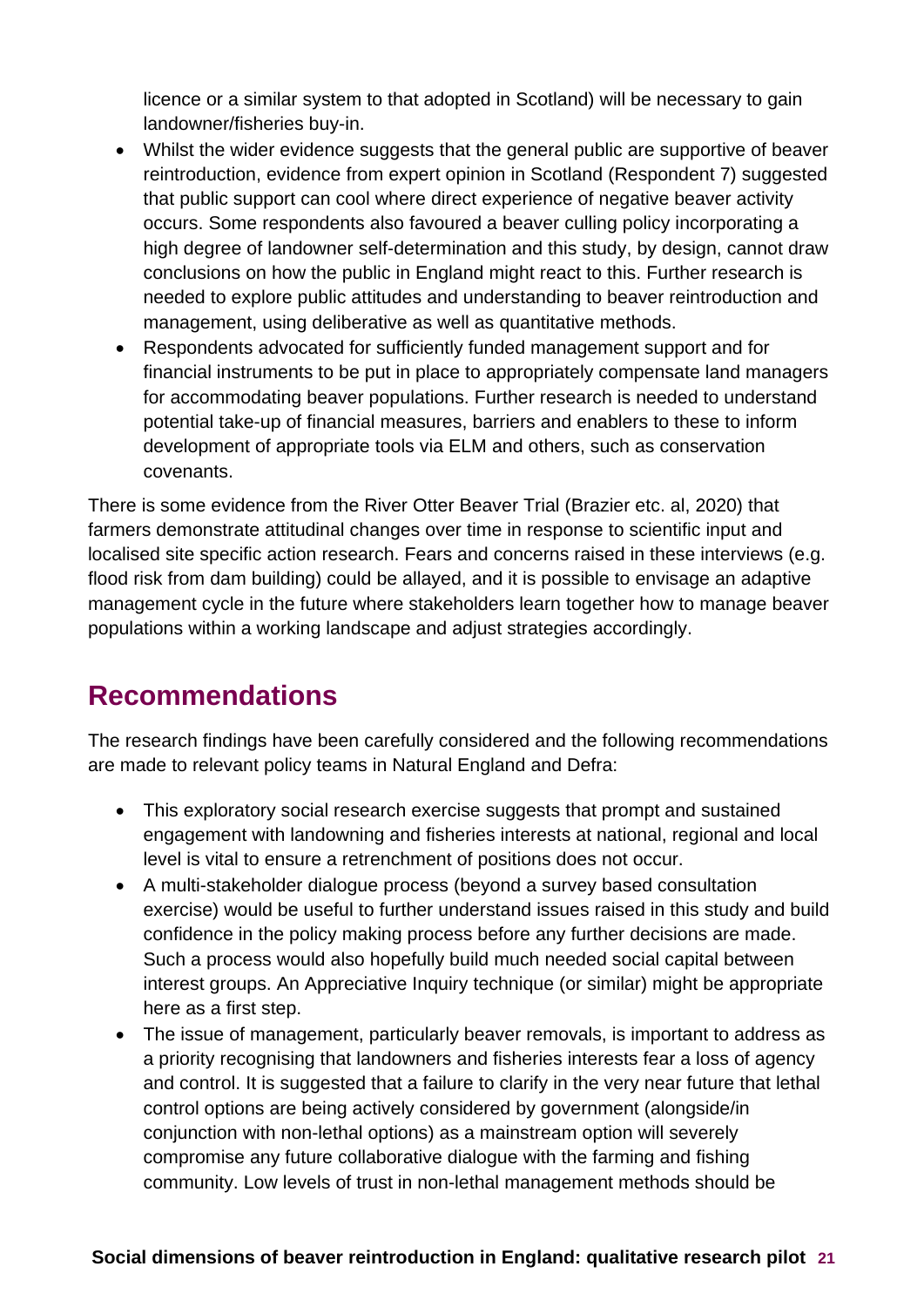licence or a similar system to that adopted in Scotland) will be necessary to gain landowner/fisheries buy-in.

- Whilst the wider evidence suggests that the general public are supportive of beaver reintroduction, evidence from expert opinion in Scotland (Respondent 7) suggested that public support can cool where direct experience of negative beaver activity occurs. Some respondents also favoured a beaver culling policy incorporating a high degree of landowner self-determination and this study, by design, cannot draw conclusions on how the public in England might react to this. Further research is needed to explore public attitudes and understanding to beaver reintroduction and management, using deliberative as well as quantitative methods.
- Respondents advocated for sufficiently funded management support and for financial instruments to be put in place to appropriately compensate land managers for accommodating beaver populations. Further research is needed to understand potential take-up of financial measures, barriers and enablers to these to inform development of appropriate tools via ELM and others, such as conservation covenants.

There is some evidence from the River Otter Beaver Trial (Brazier etc. al, 2020) that farmers demonstrate attitudinal changes over time in response to scientific input and localised site specific action research. Fears and concerns raised in these interviews (e.g. flood risk from dam building) could be allayed, and it is possible to envisage an adaptive management cycle in the future where stakeholders learn together how to manage beaver populations within a working landscape and adjust strategies accordingly.

## Recommendations

The research findings have been carefully considered and the following recommendations are made to relevant policy teams in Natural England and Defra:

- This exploratory social research exercise suggests that prompt and sustained engagement with landowning and fisheries interests at national, regional and local level is vital to ensure a retrenchment of positions does not occur.
- A multi-stakeholder dialogue process (beyond a survey based consultation exercise) would be useful to further understand issues raised in this study and build confidence in the policy making process before any further decisions are made. Such a process would also hopefully build much needed social capital between interest groups. An Appreciative Inquiry technique (or similar) might be appropriate here as a first step.
- The issue of management, particularly beaver removals, is important to address as a priority recognising that landowners and fisheries interests fear a loss of agency and control. It is suggested that a failure to clarify in the very near future that lethal control options are being actively considered by government (alongside/in conjunction with non-lethal options) as a mainstream option will severely compromise any future collaborative dialogue with the farming and fishing community. Low levels of trust in non-lethal management methods should be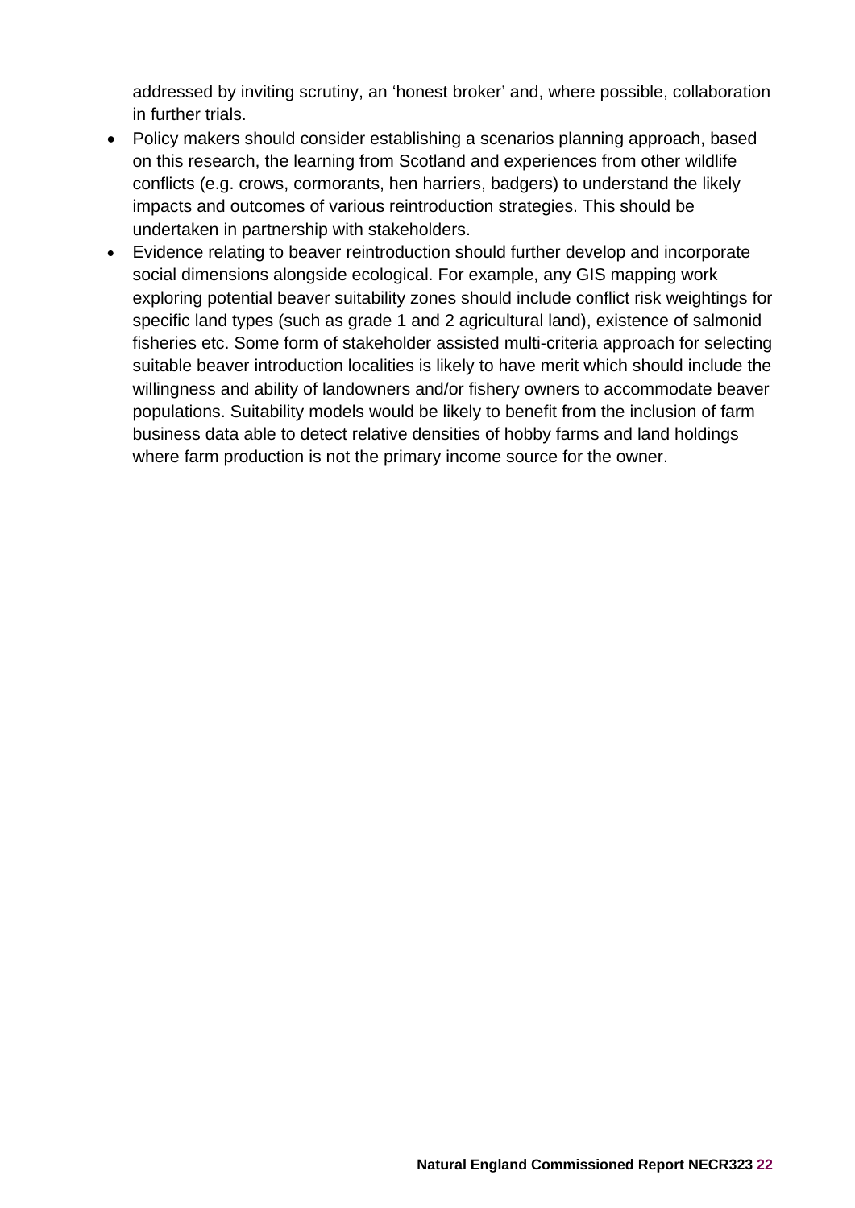addressed by inviting scrutiny, an 'honest broker' and, where possible, collaboration in further trials.

- Policy makers should consider establishing a scenarios planning approach, based on this research, the learning from Scotland and experiences from other wildlife conflicts (e.g. crows, cormorants, hen harriers, badgers) to understand the likely impacts and outcomes of various reintroduction strategies. This should be undertaken in partnership with stakeholders.
- Evidence relating to beaver reintroduction should further develop and incorporate social dimensions alongside ecological. For example, any GIS mapping work exploring potential beaver suitability zones should include conflict risk weightings for specific land types (such as grade 1 and 2 agricultural land), existence of salmonid fisheries etc. Some form of stakeholder assisted multi-criteria approach for selecting suitable beaver introduction localities is likely to have merit which should include the willingness and ability of landowners and/or fishery owners to accommodate beaver populations. Suitability models would be likely to benefit from the inclusion of farm business data able to detect relative densities of hobby farms and land holdings where farm production is not the primary income source for the owner.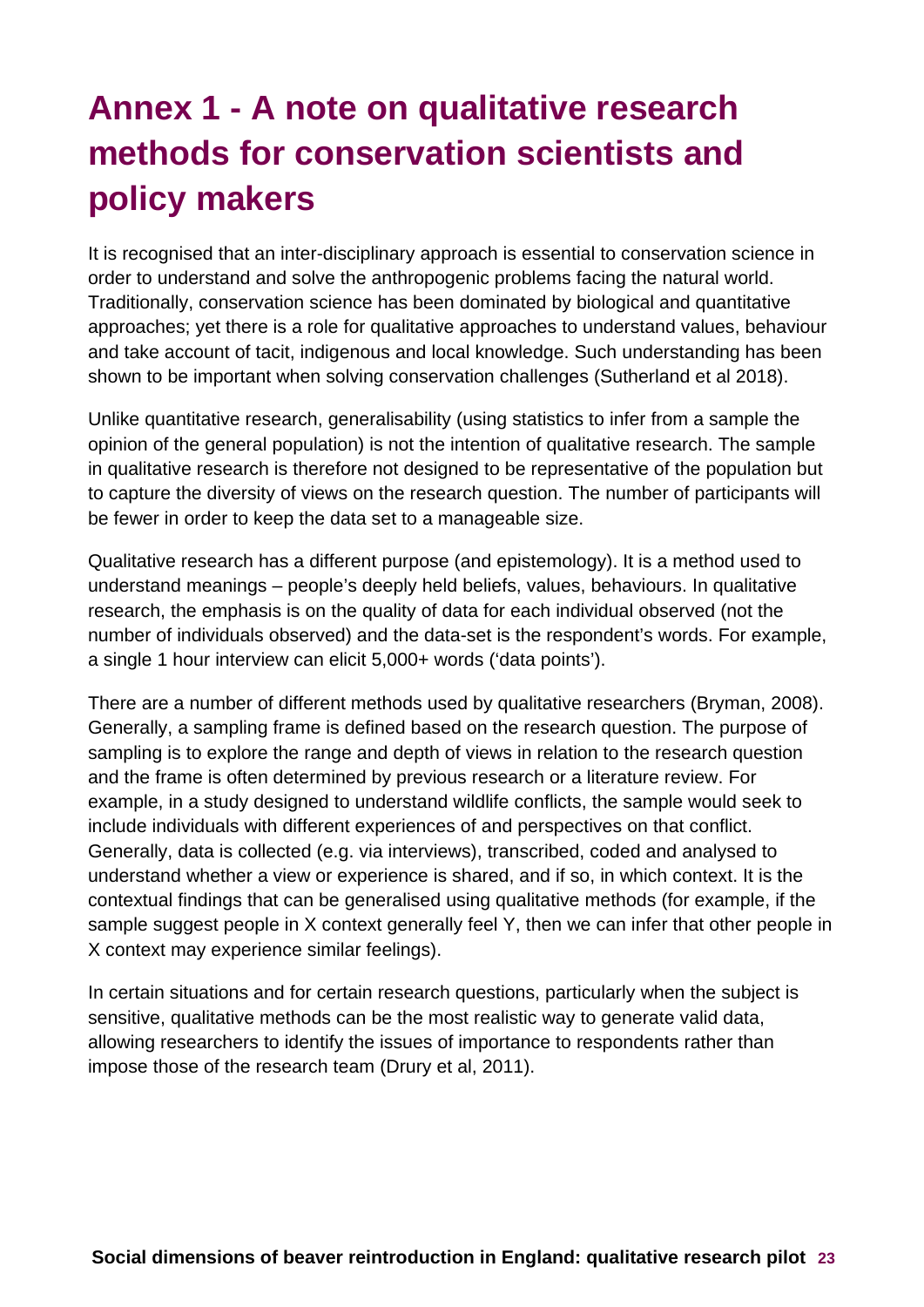# Annex 1 - A note on qualitative research methods for conservation scientists and policy makers

It is recognised that an inter-disciplinary approach is essential to conservation science in order to understand and solve the anthropogenic problems facing the natural world. Traditionally, conservation science has been dominated by biological and quantitative approaches; yet there is a role for qualitative approaches to understand values, behaviour and take account of tacit, indigenous and local knowledge. Such understanding has been shown to be important when solving conservation challenges (Sutherland et al 2018).

Unlike quantitative research, generalisability (using statistics to infer from a sample the opinion of the general population) is not the intention of qualitative research. The sample in qualitative research is therefore not designed to be representative of the population but to capture the diversity of views on the research question. The number of participants will be fewer in order to keep the data set to a manageable size.

Qualitative research has a different purpose (and epistemology). It is a method used to understand meanings – people's deeply held beliefs, values, behaviours. In qualitative research, the emphasis is on the quality of data for each individual observed (not the number of individuals observed) and the data-set is the respondent's words. For example, a single 1 hour interview can elicit 5,000+ words ('data points').

There are a number of different methods used by qualitative researchers (Bryman, 2008). Generally, a sampling frame is defined based on the research question. The purpose of sampling is to explore the range and depth of views in relation to the research question and the frame is often determined by previous research or a literature review. For example, in a study designed to understand wildlife conflicts, the sample would seek to include individuals with different experiences of and perspectives on that conflict. Generally, data is collected (e.g. via interviews), transcribed, coded and analysed to understand whether a view or experience is shared, and if so, in which context. It is the contextual findings that can be generalised using qualitative methods (for example, if the sample suggest people in X context generally feel Y, then we can infer that other people in X context may experience similar feelings).

In certain situations and for certain research questions, particularly when the subject is sensitive, qualitative methods can be the most realistic way to generate valid data, allowing researchers to identify the issues of importance to respondents rather than impose those of the research team (Drury et al, 2011).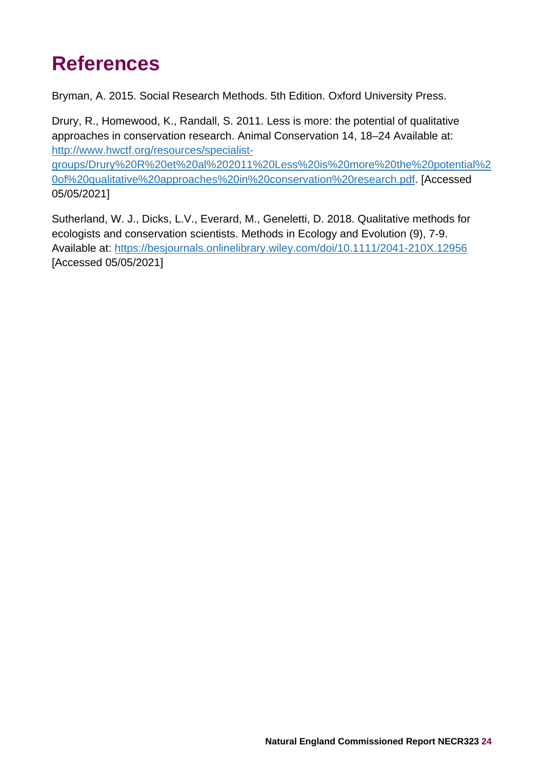# References

Bryman, A. 2015. Social Research Methods. 5th Edition. Oxford University Press.

Drury, R., Homewood, K., Randall, S. 2011. Less is more: the potential of qualitative approaches in conservation research. Animal Conservation 14, 18–24 Available at: [http://www.hwctf.org/resources/specialist-groups/Drury%20R%20et%20al%202011%20Less%20is%20more%20the%20potential%20of%20qualitative%20approaches%20in%20conservation%20research.pdf](http://www.hwctf.org/resources/specialist-groups/Drury%20R%20et%20al%202011%20Less%20is%20more%20the%20potential%20of%20qualitative%20approaches%20in%20conservation%20research.pdf). [Accessed 05/05/2021]

Sutherland, W. J., Dicks, L.V., Everard, M., Geneletti, D. 2018. Qualitative methods for ecologists and conservation scientists. Methods in Ecology and Evolution (9), 7-9. Available at: [https://besjournals.onlinelibrary.wiley.com/doi/10.1111/2041-210X.12956](https://besjournals.onlinelibrary.wiley.com/doi/10.1111/2041-210X.12956) [Accessed 05/05/2021]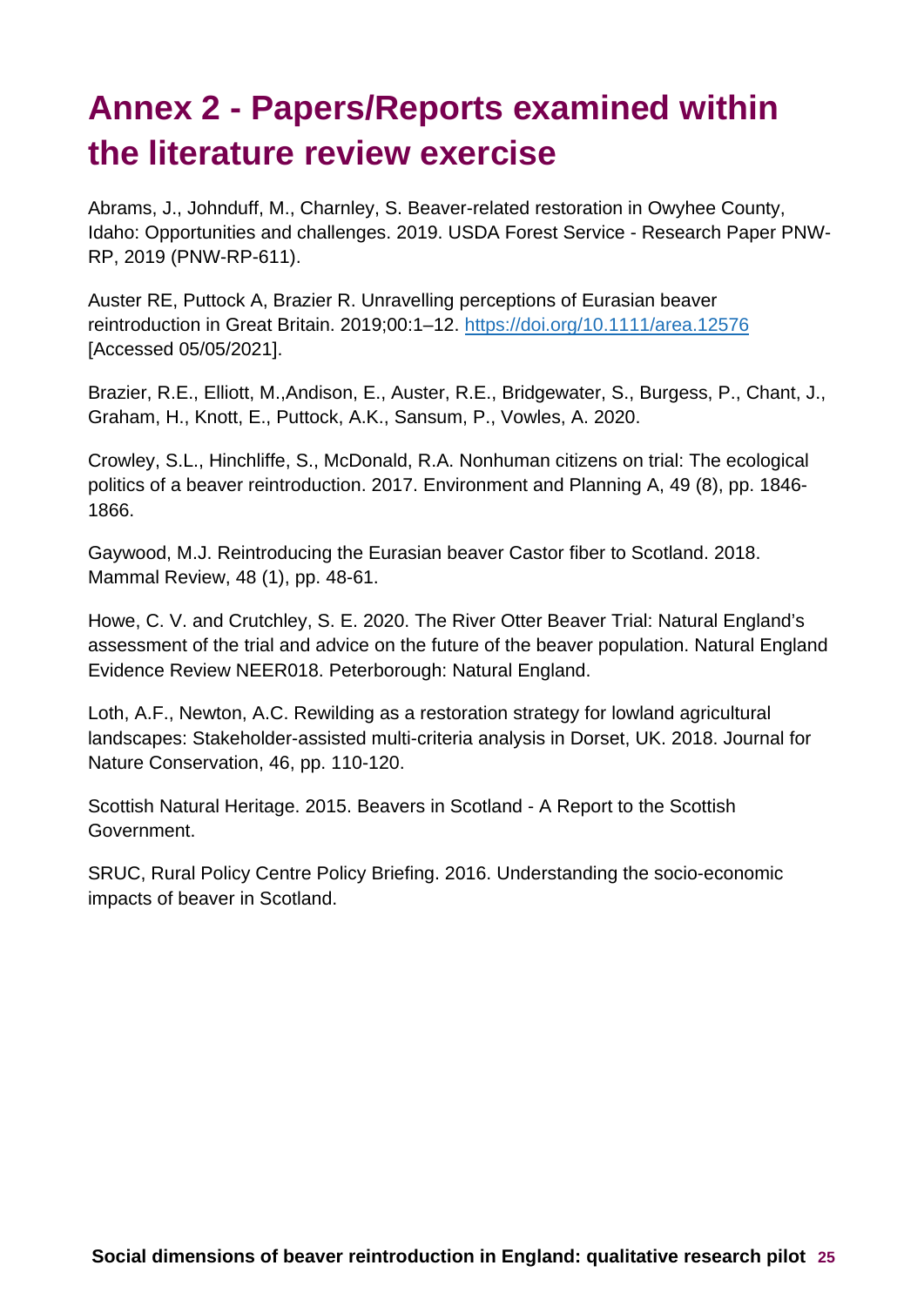# Annex 2 - Papers/Reports examined within the literature review exercise

Abrams, J., Johnduff, M., Charnley, S. Beaver-related restoration in Owyhee County, Idaho: Opportunities and challenges. 2019. USDA Forest Service - Research Paper PNW-RP, 2019 (PNW-RP-611).

Auster RE, Puttock A, Brazier R. Unravelling perceptions of Eurasian beaver reintroduction in Great Britain. 2019;00:1–12. https://doi.org/10.1111/area.12576 [Accessed 05/05/2021].

Brazier, R.E., Elliott, M.,Andison, E., Auster, R.E., Bridgewater, S., Burgess, P., Chant, J., Graham, H., Knott, E., Puttock, A.K., Sansum, P., Vowles, A. 2020.

Crowley, S.L., Hinchliffe, S., McDonald, R.A. Nonhuman citizens on trial: The ecological politics of a beaver reintroduction. 2017. Environment and Planning A, 49 (8), pp. 1846-1866.

Gaywood, M.J. Reintroducing the Eurasian beaver Castor fiber to Scotland. 2018. Mammal Review, 48 (1), pp. 48-61.

Howe, C. V. and Crutchley, S. E. 2020. The River Otter Beaver Trial: Natural England's assessment of the trial and advice on the future of the beaver population. Natural England Evidence Review NEER018. Peterborough: Natural England.

Loth, A.F., Newton, A.C. Rewilding as a restoration strategy for lowland agricultural landscapes: Stakeholder-assisted multi-criteria analysis in Dorset, UK. 2018. Journal for Nature Conservation, 46, pp. 110-120.

Scottish Natural Heritage. 2015. Beavers in Scotland - A Report to the Scottish Government.

SRUC, Rural Policy Centre Policy Briefing. 2016. Understanding the socio-economic impacts of beaver in Scotland.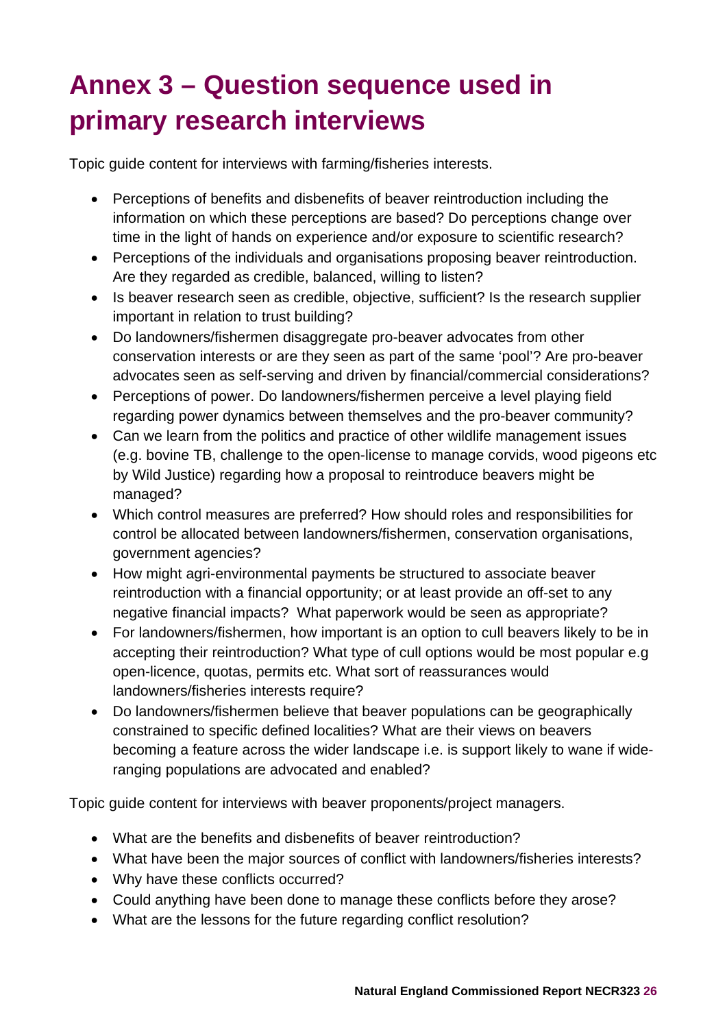# Annex 3 – Question sequence used in primary research interviews

Topic guide content for interviews with farming/fisheries interests.

- Perceptions of benefits and disbenefits of beaver reintroduction including the information on which these perceptions are based? Do perceptions change over time in the light of hands on experience and/or exposure to scientific research?
- Perceptions of the individuals and organisations proposing beaver reintroduction. Are they regarded as credible, balanced, willing to listen?
- Is beaver research seen as credible, objective, sufficient? Is the research supplier important in relation to trust building?
- Do landowners/fishermen disaggregate pro-beaver advocates from other conservation interests or are they seen as part of the same 'pool'? Are pro-beaver advocates seen as self-serving and driven by financial/commercial considerations?
- Perceptions of power. Do landowners/fishermen perceive a level playing field regarding power dynamics between themselves and the pro-beaver community?
- Can we learn from the politics and practice of other wildlife management issues (e.g. bovine TB, challenge to the open-license to manage corvids, wood pigeons etc by Wild Justice) regarding how a proposal to reintroduce beavers might be managed?
- Which control measures are preferred? How should roles and responsibilities for control be allocated between landowners/fishermen, conservation organisations, government agencies?
- How might agri-environmental payments be structured to associate beaver reintroduction with a financial opportunity; or at least provide an off-set to any negative financial impacts? What paperwork would be seen as appropriate?
- For landowners/fishermen, how important is an option to cull beavers likely to be in accepting their reintroduction? What type of cull options would be most popular e.g open-licence, quotas, permits etc. What sort of reassurances would landowners/fisheries interests require?
- Do landowners/fishermen believe that beaver populations can be geographically constrained to specific defined localities? What are their views on beavers becoming a feature across the wider landscape i.e. is support likely to wane if wide-ranging populations are advocated and enabled?

Topic guide content for interviews with beaver proponents/project managers.

- What are the benefits and disbenefits of beaver reintroduction?
- What have been the major sources of conflict with landowners/fisheries interests?
- Why have these conflicts occurred?
- Could anything have been done to manage these conflicts before they arose?
- What are the lessons for the future regarding conflict resolution?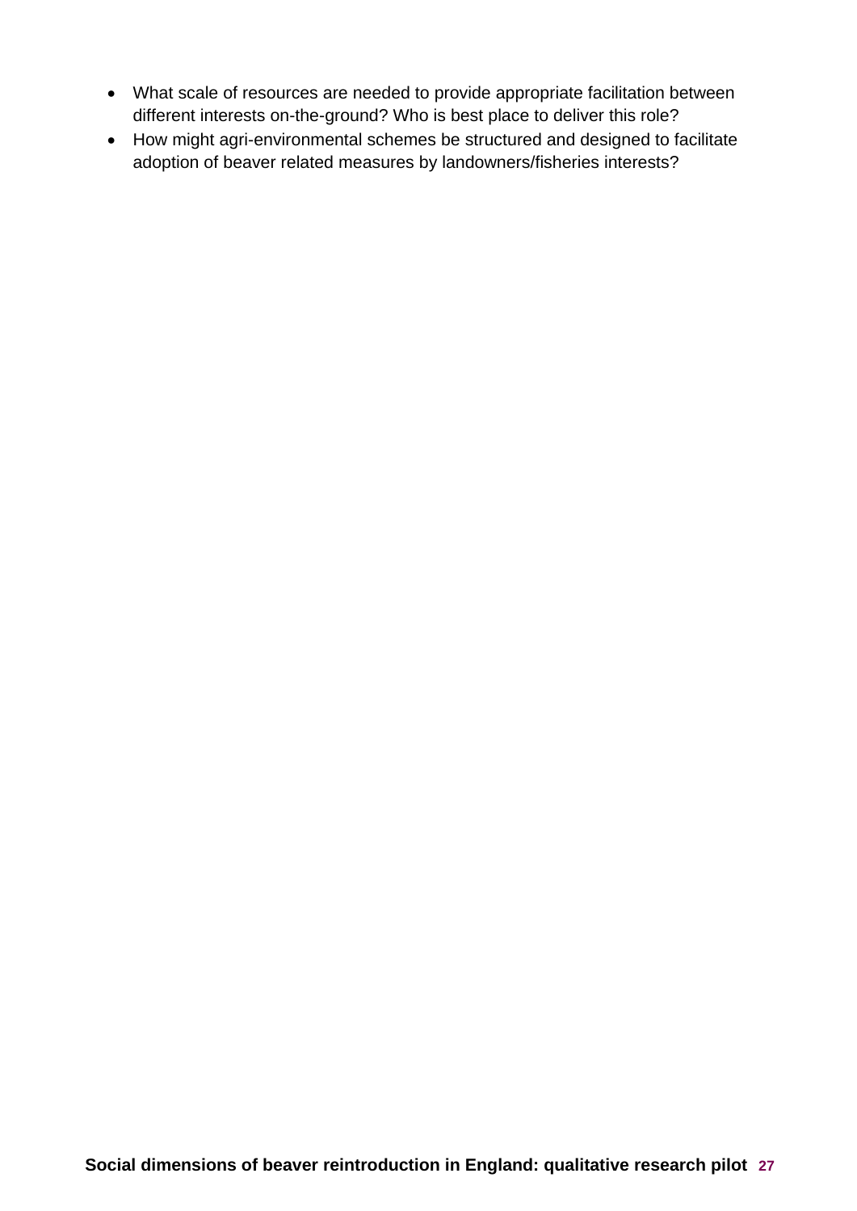- What scale of resources are needed to provide appropriate facilitation between different interests on-the-ground? Who is best place to deliver this role?
- How might agri-environmental schemes be structured and designed to facilitate adoption of beaver related measures by landowners/fisheries interests?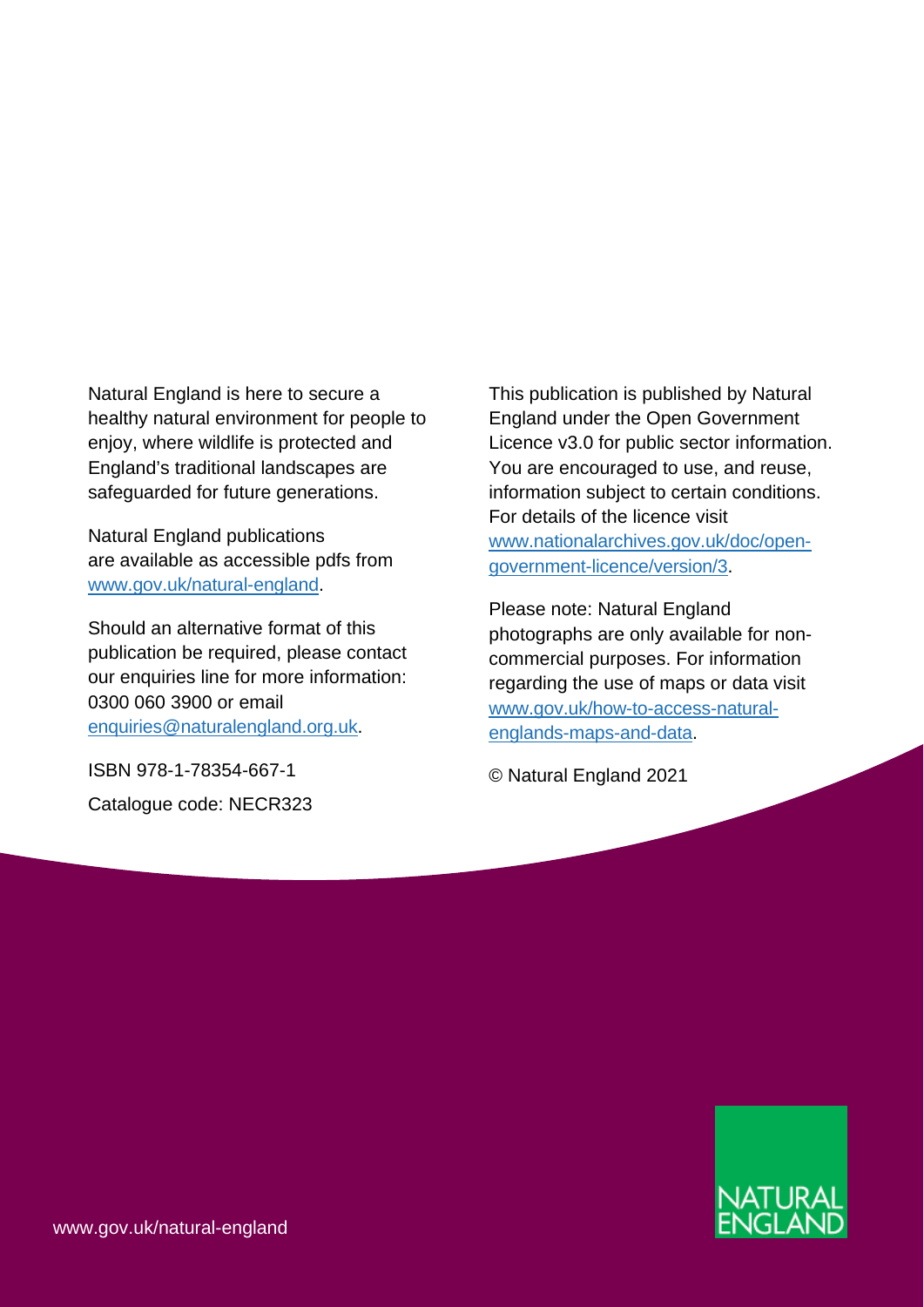Natural England is here to secure a healthy natural environment for people to enjoy, where wildlife is protected and England's traditional landscapes are safeguarded for future generations.

Natural England publications are available as accessible pdfs from [www.gov.uk/natural-england](www.gov.uk/natural-england).

Should an alternative format of this publication be required, please contact our enquiries line for more information: 0300 060 3900 or email [enquiries@naturalengland.org.uk](mailto:enquiries@naturalengland.org.uk).

ISBN 978-1-78354-667-1

Catalogue code: NECR323

This publication is published by Natural England under the Open Government Licence v3.0 for public sector information. You are encouraged to use, and reuse, information subject to certain conditions. For details of the licence visit [www.nationalarchives.gov.uk/doc/open-government-licence/version/3](www.nationalarchives.gov.uk/doc/open-government-licence/version/3).

Please note: Natural England photographs are only available for non-commercial purposes. For information regarding the use of maps or data visit [www.gov.uk/how-to-access-natural-englands-maps-and-data](www.gov.uk/how-to-access-natural-englands-maps-and-data).

© Natural England 2021

www.gov.uk/natural-england

NATURAL ENGLAND